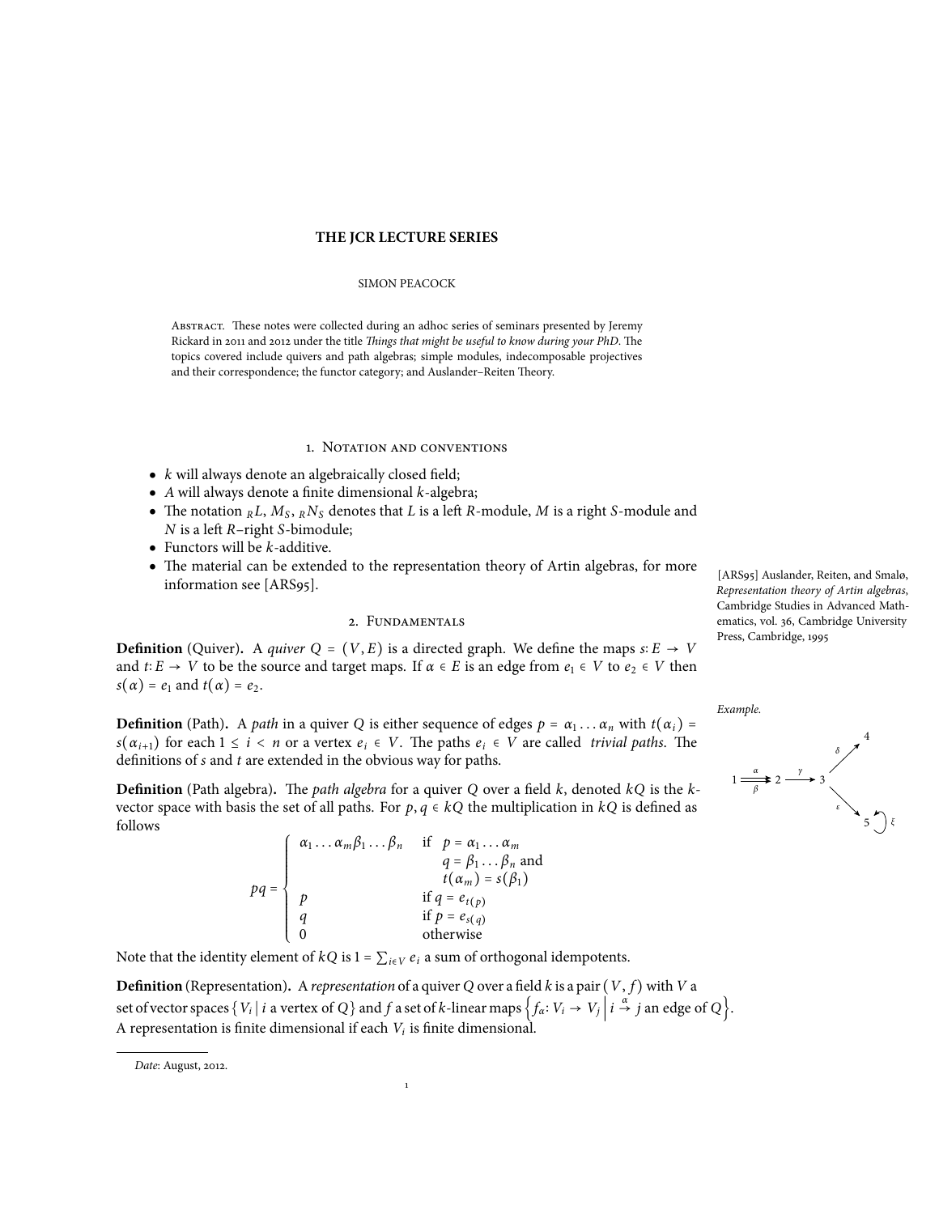# THE JCR LECTURE SERIES

SIMON PEACOCK

Abstract. These notes were collected during an adhoc series of seminars presented by Jeremy Rickard in 2011 and 2012 under the title *Things that might be useful to know during your PhD*. The topics covered include quivers and path algebras; simple modules, indecomposable projectives and their correspondence; the functor category; and Auslander–Reiten Theory.

## 1. Notation and conventions

- $k$ will always denote an algebraically closed field;
- $A$ will always denote a finite dimensional $k$-algebra;
- The notation ${}_RL$, $M_S$, ${}_RN_S$ denotes that $L$ is a left $R$-module, $M$ is a right $S$-module and $N$ is a left $R$–right $S$-bimodule;
- Functors will be $k$-additive.
- The material can be extended to the representation theory of Artin algebras, for more information see [ARS95].

[ARS95] Auslander, Reiten, and Smalø, *Representation theory of Artin algebras*, Cambridge Studies in Advanced Mathematics, vol. 36, Cambridge University Press, Cambridge, 1995

## 2. Fundamentals

**Definition** (Quiver)**.** A *quiver* $Q = (V, E)$ is a directed graph. We define the maps $s: E \to V$ and $t: E \to V$ to be the source and target maps. If $\alpha \in E$ is an edge from $e_1 \in V$ to $e_2 \in V$ then $s(\alpha) = e_1$ and $t(\alpha) = e_2$.

*Example.*

**Definition** (Path)**.** A *path* in a quiver $Q$ is either sequence of edges $p = \alpha_1 \dots \alpha_n$ with $t(\alpha_i) = s(\alpha_{i+1})$ for each $1 \le i < n$ or a vertex $e_i \in V$. The paths $e_i \in V$ are called *trivial paths*. The definitions of $s$ and $t$ are extended in the obvious way for paths.

**Definition** (Path algebra)**.** The *path algebra* for a quiver $Q$ over a field $k$, denoted $kQ$ is the $k$-vector space with basis the set of all paths. For $p, q \in kQ$ the multiplication in $kQ$ is defined as follows

$$pq = \begin{cases} \alpha_1 \dots \alpha_m \beta_1 \dots \beta_n & \text{if } p = \alpha_1 \dots \alpha_m \\ & \quad q = \beta_1 \dots \beta_n \text{ and} \\ & \quad t(\alpha_m) = s(\beta_1) \\ p & \text{if } q = e_{t(p)} \\ q & \text{if } p = e_{s(q)} \\ 0 & \text{otherwise} \end{cases}$$

Note that the identity element of $kQ$ is $1 = \sum_{i \in V} e_i$ a sum of orthogonal idempotents.

**Definition** (Representation)**.** A *representation* of a quiver $Q$ over a field $k$ is a pair $(V, f)$ with $V$ a set of vector spaces $\{V_i \mid i \text{ a vertex of } Q\}$ and $f$ a set of $k$-linear maps $\left\{f_\alpha: V_i \to V_j \,\middle|\, i \xrightarrow{\alpha} j \text{ an edge of } Q\right\}$. A representation is finite dimensional if each $V_i$ is finite dimensional.

*Date*: August, 2012.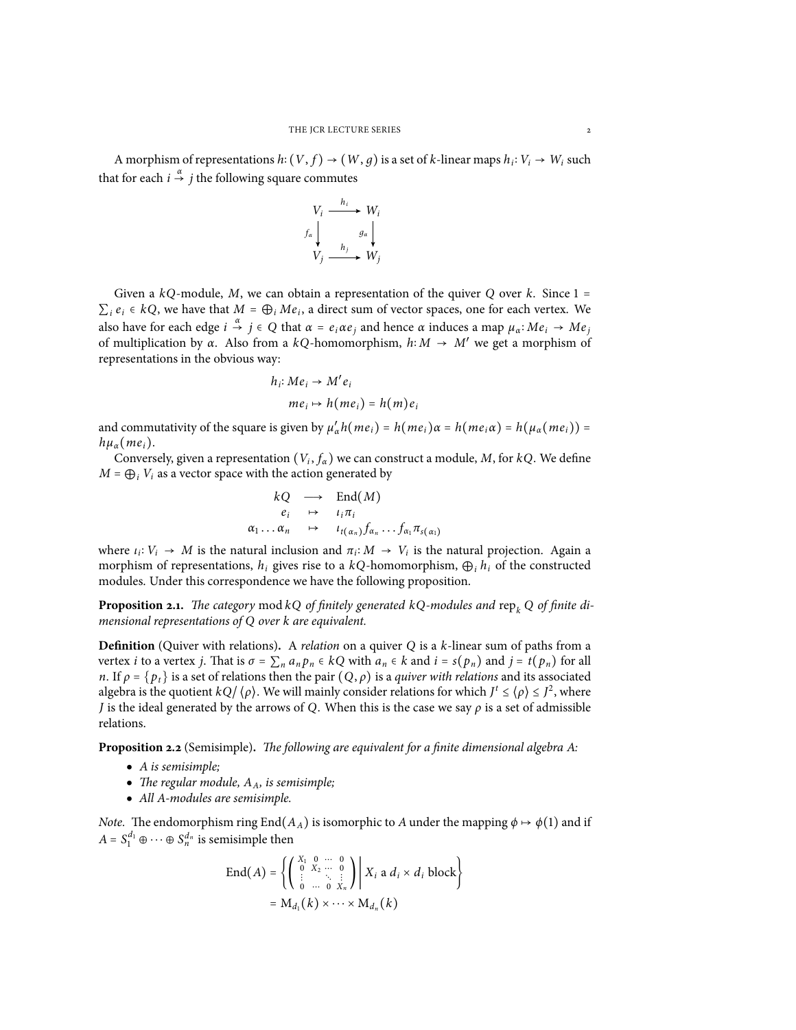A morphism of representations $h: (V, f) \to (W, g)$ is a set of $k$-linear maps $h_i: V_i \to W_i$ such that for each $i \xrightarrow{\alpha} j$ the following square commutes

$$\begin{array}{ccc} V_i & \xrightarrow{h_i} & W_i \\ {\scriptstyle f_\alpha}\downarrow & & \downarrow{\scriptstyle g_\alpha} \\ V_j & \xrightarrow{h_j} & W_j \end{array}$$

Given a $kQ$-module, $M$, we can obtain a representation of the quiver $Q$ over $k$. Since $1 = \sum_i e_i \in kQ$, we have that $M = \bigoplus_i Me_i$, a direct sum of vector spaces, one for each vertex. We also have for each edge $i \xrightarrow{\alpha} j \in Q$ that $\alpha = e_i \alpha e_j$ and hence $\alpha$ induces a map $\mu_\alpha: Me_i \to Me_j$ of multiplication by $\alpha$. Also from a $kQ$-homomorphism, $h: M \to M'$ we get a morphism of representations in the obvious way:

$$h_i: Me_i \to M'e_i$$
$$me_i \mapsto h(me_i) = h(m)e_i$$

and commutativity of the square is given by $\mu'_\alpha h(me_i) = h(me_i)\alpha = h(me_i\alpha) = h(\mu_\alpha(me_i)) = h\mu_\alpha(me_i)$.

Conversely, given a representation $(V_i, f_\alpha)$ we can construct a module, $M$, for $kQ$. We define $M = \bigoplus_i V_i$ as a vector space with the action generated by

$$\begin{array}{rcl} kQ & \longrightarrow & \mathrm{End}(M) \\ e_i & \mapsto & \iota_i \pi_i \\ \alpha_1 \ldots \alpha_n & \mapsto & \iota_{t(\alpha_n)} f_{\alpha_n} \ldots f_{\alpha_1} \pi_{s(\alpha_1)} \end{array}$$

where $\iota_i: V_i \to M$ is the natural inclusion and $\pi_i: M \to V_i$ is the natural projection. Again a morphism of representations, $h_i$ gives rise to a $kQ$-homomorphism, $\bigoplus_i h_i$ of the constructed modules. Under this correspondence we have the following proposition.

**Proposition 2.1.** *The category* mod $kQ$ *of finitely generated $kQ$-modules and* $\mathrm{rep}_k\, Q$ *of finite dimensional representations of $Q$ over $k$ are equivalent.*

**Definition** (Quiver with relations)**.** A *relation* on a quiver $Q$ is a $k$-linear sum of paths from a vertex $i$ to a vertex $j$. That is $\sigma = \sum_n a_n p_n \in kQ$ with $a_n \in k$ and $i = s(p_n)$ and $j = t(p_n)$ for all $n$. If $\rho = \{p_t\}$ is a set of relations then the pair $(Q, \rho)$ is a *quiver with relations* and its associated algebra is the quotient $kQ/\langle\rho\rangle$. We will mainly consider relations for which $J^t \leq \langle\rho\rangle \leq J^2$, where $J$ is the ideal generated by the arrows of $Q$. When this is the case we say $\rho$ is a set of admissible relations.

**Proposition 2.2** (Semisimple)**.** *The following are equivalent for a finite dimensional algebra A:*

- *A is semisimple;*
- *The regular module, $A_A$, is semisimple;*
- *All A-modules are semisimple.*

*Note.* The endomorphism ring $\mathrm{End}(A_A)$ is isomorphic to $A$ under the mapping $\phi \mapsto \phi(1)$ and if $A = S_1^{d_1} \oplus \cdots \oplus S_n^{d_n}$ is semisimple then

$$\begin{aligned} \mathrm{End}(A) &= \left\{ \left( \begin{smallmatrix} X_1 & 0 & \cdots & 0 \\ 0 & X_2 & \cdots & 0 \\ \vdots & & \ddots & \vdots \\ 0 & \cdots & 0 & X_n \end{smallmatrix} \right) \middle| \, X_i \text{ a } d_i \times d_i \text{ block} \right\} \\ &= \mathrm{M}_{d_1}(k) \times \cdots \times \mathrm{M}_{d_n}(k) \end{aligned}$$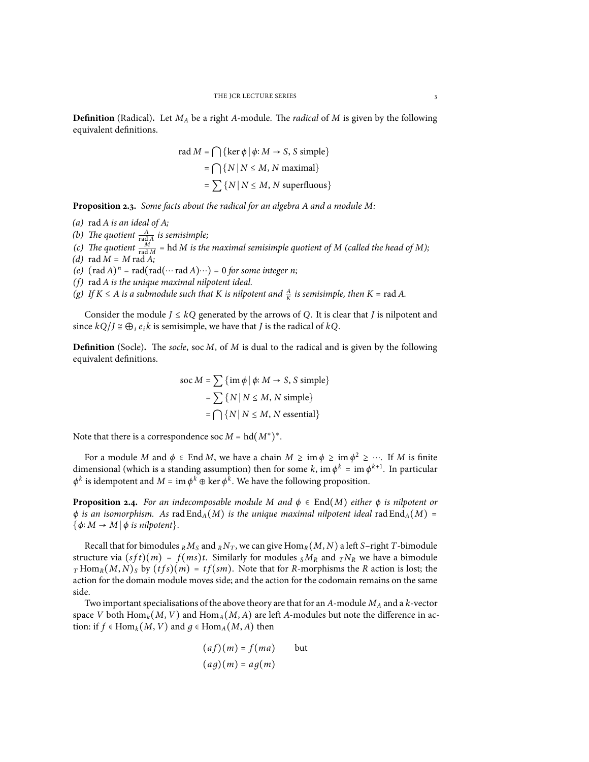**Definition** (Radical)**.** Let $M_A$ be a right $A$-module. The *radical* of $M$ is given by the following equivalent definitions.

$$\begin{aligned}
\operatorname{rad} M &= \bigcap \{\ker \phi \mid \phi\colon M \to S,\, S \text{ simple}\} \\
&= \bigcap \{N \mid N \leq M,\, N \text{ maximal}\} \\
&= \sum \{N \mid N \leq M,\, N \text{ superfluous}\}
\end{aligned}$$

**Proposition 2.3.** *Some facts about the radical for an algebra $A$ and a module $M$:*

*(a)* $\operatorname{rad} A$ *is an ideal of* $A$*;*
*(b)* *The quotient* $\frac{A}{\operatorname{rad} A}$ *is semisimple;*
*(c)* *The quotient* $\frac{M}{\operatorname{rad} M} = \operatorname{hd} M$ *is the maximal semisimple quotient of* $M$ *(called the head of* $M$*);*
*(d)* $\operatorname{rad} M = M \operatorname{rad} A$*;*
*(e)* $(\operatorname{rad} A)^n = \operatorname{rad}(\operatorname{rad}(\cdots \operatorname{rad} A)\cdots) = 0$ *for some integer* $n$*;*
*(f)* $\operatorname{rad} A$ *is the unique maximal nilpotent ideal.*
*(g)* *If* $K \leq A$ *is a submodule such that* $K$ *is nilpotent and* $\frac{A}{K}$ *is semisimple, then* $K = \operatorname{rad} A$*.*

Consider the module $J \leq kQ$ generated by the arrows of $Q$. It is clear that $J$ is nilpotent and since $kQ/J \cong \bigoplus_i e_i k$ is semisimple, we have that $J$ is the radical of $kQ$.

**Definition** (Socle)**.** The *socle*, $\operatorname{soc} M$, of $M$ is dual to the radical and is given by the following equivalent definitions.

$$\begin{aligned}
\operatorname{soc} M &= \sum \{\operatorname{im} \phi \mid \phi\colon M \to S,\, S \text{ simple}\} \\
&= \sum \{N \mid N \leq M,\, N \text{ simple}\} \\
&= \bigcap \{N \mid N \leq M,\, N \text{ essential}\}
\end{aligned}$$

Note that there is a correspondence $\operatorname{soc} M = \operatorname{hd}(M^*)^*$.

For a module $M$ and $\phi \in \operatorname{End} M$, we have a chain $M \geq \operatorname{im} \phi \geq \operatorname{im} \phi^2 \geq \cdots$. If $M$ is finite dimensional (which is a standing assumption) then for some $k$, $\operatorname{im} \phi^k = \operatorname{im} \phi^{k+1}$. In particular $\phi^k$ is idempotent and $M = \operatorname{im} \phi^k \oplus \ker \phi^k$. We have the following proposition.

**Proposition 2.4.** *For an indecomposable module* $M$ *and* $\phi \in \operatorname{End}(M)$ *either* $\phi$ *is nilpotent or* $\phi$ *is an isomorphism. As* $\operatorname{rad} \operatorname{End}_A(M)$ *is the unique maximal nilpotent ideal* $\operatorname{rad} \operatorname{End}_A(M) = \{\phi\colon M \to M \mid \phi \text{ is nilpotent}\}$*.*

Recall that for bimodules ${}_R M_S$ and ${}_R N_T$, we can give $\operatorname{Hom}_R(M, N)$ a left $S$–right $T$-bimodule structure via $(sft)(m) = f(ms)t$. Similarly for modules ${}_S M_R$ and ${}_T N_R$ we have a bimodule ${}_T \operatorname{Hom}_R(M, N)_S$ by $(tfs)(m) = tf(sm)$. Note that for $R$-morphisms the $R$ action is lost; the action for the domain module moves side; and the action for the codomain remains on the same side.

Two important specialisations of the above theory are that for an $A$-module $M_A$ and a $k$-vector space $V$ both $\operatorname{Hom}_k(M, V)$ and $\operatorname{Hom}_A(M, A)$ are left $A$-modules but note the difference in action: if $f \in \operatorname{Hom}_k(M, V)$ and $g \in \operatorname{Hom}_A(M, A)$ then

$$\begin{aligned}
(af)(m) &= f(ma) \qquad \text{but} \\
(ag)(m) &= ag(m)
\end{aligned}$$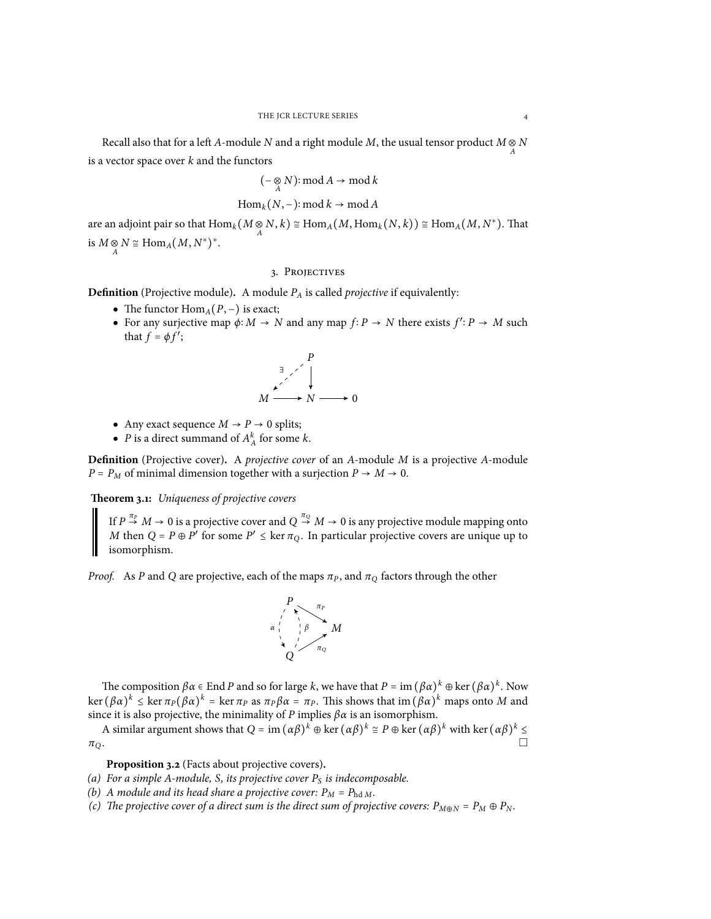Recall also that for a left $A$-module $N$ and a right module $M$, the usual tensor product $M \underset{A}{\otimes} N$ is a vector space over $k$ and the functors

$$(- \underset{A}{\otimes} N) \colon \operatorname{mod} A \to \operatorname{mod} k$$

$$\operatorname{Hom}_k(N, -) \colon \operatorname{mod} k \to \operatorname{mod} A$$

are an adjoint pair so that $\operatorname{Hom}_k(M \underset{A}{\otimes} N, k) \cong \operatorname{Hom}_A(M, \operatorname{Hom}_k(N, k)) \cong \operatorname{Hom}_A(M, N^*)$. That is $M \underset{A}{\otimes} N \cong \operatorname{Hom}_A(M, N^*)^*$.

## 3. Projectives

**Definition** (Projective module)**.** A module $P_A$ is called *projective* if equivalently:

- The functor $\operatorname{Hom}_A(P, -)$ is exact;
- For any surjective map $\phi \colon M \to N$ and any map $f \colon P \to N$ there exists $f' \colon P \to M$ such that $f = \phi f'$;

$$\begin{array}{ccccc} & & P & & \\ & \exists \swarrow & \downarrow & & \\ M & \longrightarrow & N & \longrightarrow & 0 \end{array}$$

- Any exact sequence $M \to P \to 0$ splits;
- $P$ is a direct summand of $A_A^k$ for some $k$.

**Definition** (Projective cover)**.** A *projective cover* of an $A$-module $M$ is a projective $A$-module $P = P_M$ of minimal dimension together with a surjection $P \to M \to 0$.

**Theorem 3.1:** *Uniqueness of projective covers*

> If $P \overset{\pi_P}{\to} M \to 0$ is a projective cover and $Q \overset{\pi_Q}{\to} M \to 0$ is any projective module mapping onto $M$ then $Q = P \oplus P'$ for some $P' \leq \ker \pi_Q$. In particular projective covers are unique up to isomorphism.

*Proof.* As $P$ and $Q$ are projective, each of the maps $\pi_P$, and $\pi_Q$ factors through the other

$$\begin{array}{ccc} P & \xrightarrow{\pi_P} & M \\ \alpha \downarrow \uparrow \beta & \nearrow_{\pi_Q} & \\ Q & & \end{array}$$

The composition $\beta\alpha \in \operatorname{End} P$ and so for large $k$, we have that $P = \operatorname{im}(\beta\alpha)^k \oplus \ker(\beta\alpha)^k$. Now $\ker(\beta\alpha)^k \leq \ker \pi_P(\beta\alpha)^k = \ker \pi_P$ as $\pi_P \beta\alpha = \pi_P$. This shows that $\operatorname{im}(\beta\alpha)^k$ maps onto $M$ and since it is also projective, the minimality of $P$ implies $\beta\alpha$ is an isomorphism.

A similar argument shows that $Q = \operatorname{im}(\alpha\beta)^k \oplus \ker(\alpha\beta)^k \cong P \oplus \ker(\alpha\beta)^k$ with $\ker(\alpha\beta)^k \leq \pi_Q$. □

**Proposition 3.2** (Facts about projective covers)**.**

*(a) For a simple $A$-module, $S$, its projective cover $P_S$ is indecomposable.*
*(b) A module and its head share a projective cover: $P_M = P_{\operatorname{hd} M}$.*
*(c) The projective cover of a direct sum is the direct sum of projective covers: $P_{M \oplus N} = P_M \oplus P_N$.*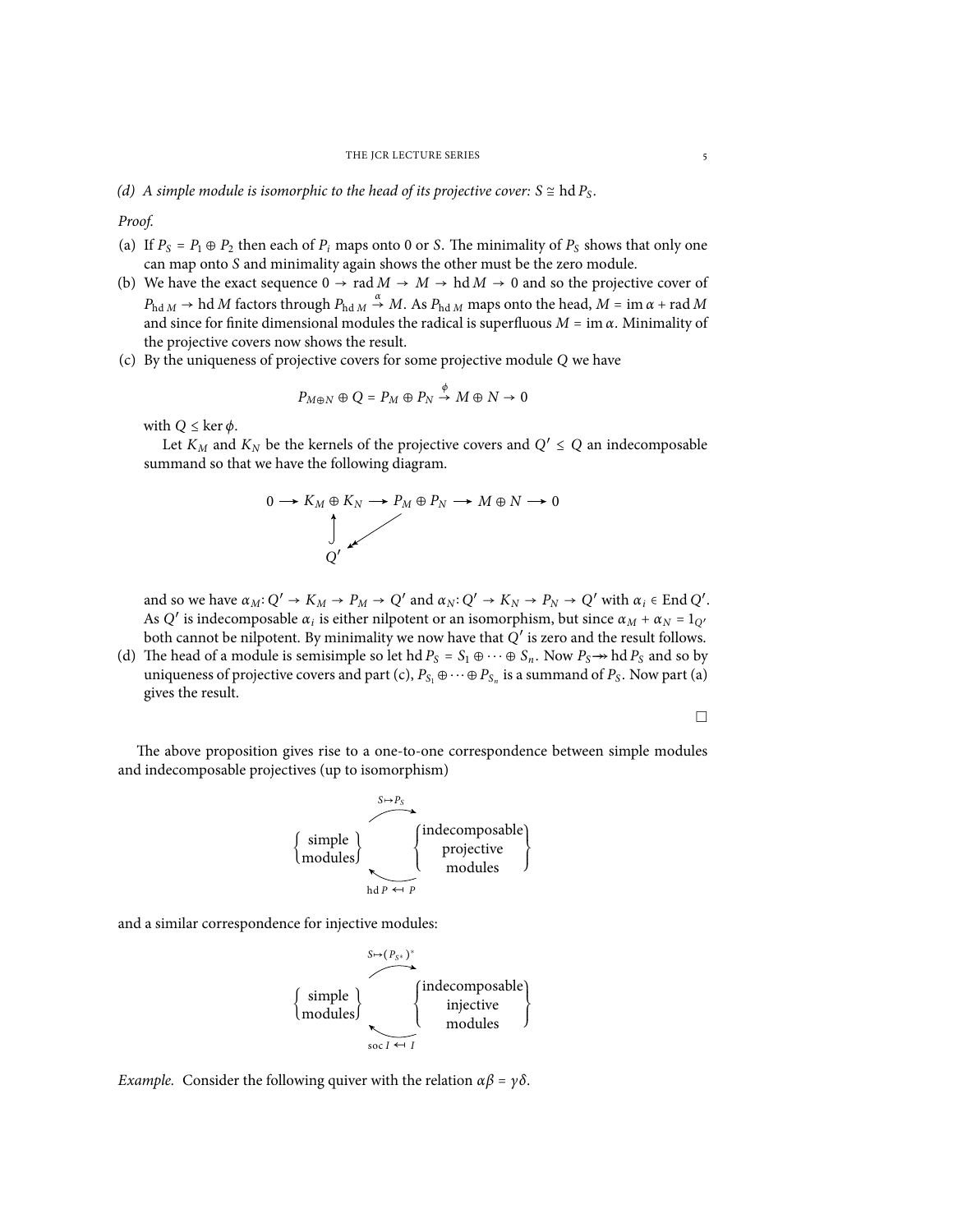*(d) A simple module is isomorphic to the head of its projective cover:* $S \cong \operatorname{hd} P_S$.

*Proof.*

(a) If $P_S = P_1 \oplus P_2$ then each of $P_i$ maps onto 0 or $S$. The minimality of $P_S$ shows that only one can map onto $S$ and minimality again shows the other must be the zero module.

(b) We have the exact sequence $0 \to \operatorname{rad} M \to M \to \operatorname{hd} M \to 0$ and so the projective cover of $P_{\operatorname{hd} M} \to \operatorname{hd} M$ factors through $P_{\operatorname{hd} M} \xrightarrow{\alpha} M$. As $P_{\operatorname{hd} M}$ maps onto the head, $M = \operatorname{im}\alpha + \operatorname{rad} M$ and since for finite dimensional modules the radical is superfluous $M = \operatorname{im}\alpha$. Minimality of the projective covers now shows the result.

(c) By the uniqueness of projective covers for some projective module $Q$ we have

$$P_{M\oplus N} \oplus Q = P_M \oplus P_N \xrightarrow{\phi} M \oplus N \to 0$$

with $Q \le \ker\phi$.

Let $K_M$ and $K_N$ be the kernels of the projective covers and $Q' \le Q$ an indecomposable summand so that we have the following diagram.

$$\begin{array}{ccccccccc} 0 & \longrightarrow & K_M \oplus K_N & \longrightarrow & P_M \oplus P_N & \longrightarrow & M \oplus N & \longrightarrow & 0 \\ & & \uparrow & \swarrow & & & & & \\ & & Q' & & & & & & \end{array}$$

and so we have $\alpha_M \colon Q' \to K_M \to P_M \to Q'$ and $\alpha_N \colon Q' \to K_N \to P_N \to Q'$ with $\alpha_i \in \operatorname{End} Q'$. As $Q'$ is indecomposable $\alpha_i$ is either nilpotent or an isomorphism, but since $\alpha_M + \alpha_N = 1_{Q'}$ both cannot be nilpotent. By minimality we now have that $Q'$ is zero and the result follows.

(d) The head of a module is semisimple so let $\operatorname{hd} P_S = S_1 \oplus \cdots \oplus S_n$. Now $P_S \twoheadrightarrow \operatorname{hd} P_S$ and so by uniqueness of projective covers and part (c), $P_{S_1} \oplus \cdots \oplus P_{S_n}$ is a summand of $P_S$. Now part (a) gives the result.

□

The above proposition gives rise to a one-to-one correspondence between simple modules and indecomposable projectives (up to isomorphism)

$$\left\{\begin{matrix}\text{simple}\\\text{modules}\end{matrix}\right\} \underset{\operatorname{hd} P \leftarrow P}{\overset{S \mapsto P_S}{\rightleftarrows}} \left\{\begin{matrix}\text{indecomposable}\\\text{projective}\\\text{modules}\end{matrix}\right\}$$

and a similar correspondence for injective modules:

$$\left\{\begin{matrix}\text{simple}\\\text{modules}\end{matrix}\right\} \underset{\operatorname{soc} I \leftarrow I}{\overset{S \mapsto (P_{S^*})^*}{\rightleftarrows}} \left\{\begin{matrix}\text{indecomposable}\\\text{injective}\\\text{modules}\end{matrix}\right\}$$

*Example.* Consider the following quiver with the relation $\alpha\beta = \gamma\delta$.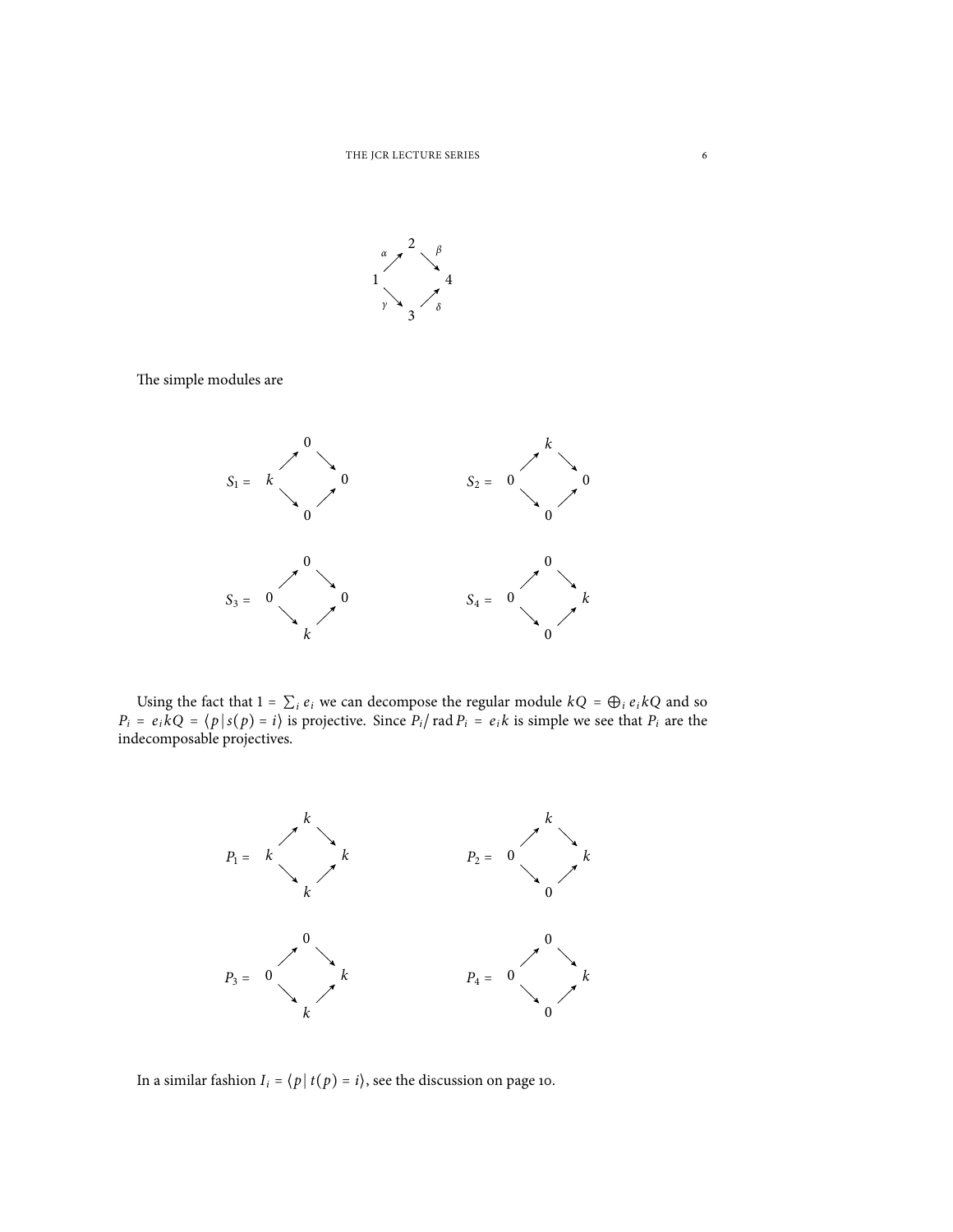$$
\begin{array}{ccccc}
 & & 2 & & \\
 & \overset{\alpha}{\nearrow} & & \overset{\beta}{\searrow} & \\
1 & & & & 4 \\
 & \underset{\gamma}{\searrow} & & \underset{\delta}{\nearrow} & \\
 & & 3 & &
\end{array}
$$

The simple modules are

$$
S_1 = \begin{array}{ccccc}
 & & 0 & & \\
 & \nearrow & & \searrow & \\
k & & & & 0 \\
 & \searrow & & \nearrow & \\
 & & 0 & &
\end{array}
\qquad
S_2 = \begin{array}{ccccc}
 & & k & & \\
 & \nearrow & & \searrow & \\
0 & & & & 0 \\
 & \searrow & & \nearrow & \\
 & & 0 & &
\end{array}
$$

$$
S_3 = \begin{array}{ccccc}
 & & 0 & & \\
 & \nearrow & & \searrow & \\
0 & & & & 0 \\
 & \searrow & & \nearrow & \\
 & & k & &
\end{array}
\qquad
S_4 = \begin{array}{ccccc}
 & & 0 & & \\
 & \nearrow & & \searrow & \\
0 & & & & k \\
 & \searrow & & \nearrow & \\
 & & 0 & &
\end{array}
$$

Using the fact that $1 = \sum_i e_i$ we can decompose the regular module $kQ = \bigoplus_i e_i kQ$ and so $P_i = e_i kQ = \langle p \,|\, s(p) = i \rangle$ is projective. Since $P_i / \operatorname{rad} P_i = e_i k$ is simple we see that $P_i$ are the indecomposable projectives.

$$
P_1 = \begin{array}{ccccc}
 & & k & & \\
 & \nearrow & & \searrow & \\
k & & & & k \\
 & \searrow & & \nearrow & \\
 & & k & &
\end{array}
\qquad
P_2 = \begin{array}{ccccc}
 & & k & & \\
 & \nearrow & & \searrow & \\
0 & & & & k \\
 & \searrow & & \nearrow & \\
 & & 0 & &
\end{array}
$$

$$
P_3 = \begin{array}{ccccc}
 & & 0 & & \\
 & \nearrow & & \searrow & \\
0 & & & & k \\
 & \searrow & & \nearrow & \\
 & & k & &
\end{array}
\qquad
P_4 = \begin{array}{ccccc}
 & & 0 & & \\
 & \nearrow & & \searrow & \\
0 & & & & k \\
 & \searrow & & \nearrow & \\
 & & 0 & &
\end{array}
$$

In a similar fashion $I_i = \langle p \,|\, t(p) = i \rangle$, see the discussion on page 10.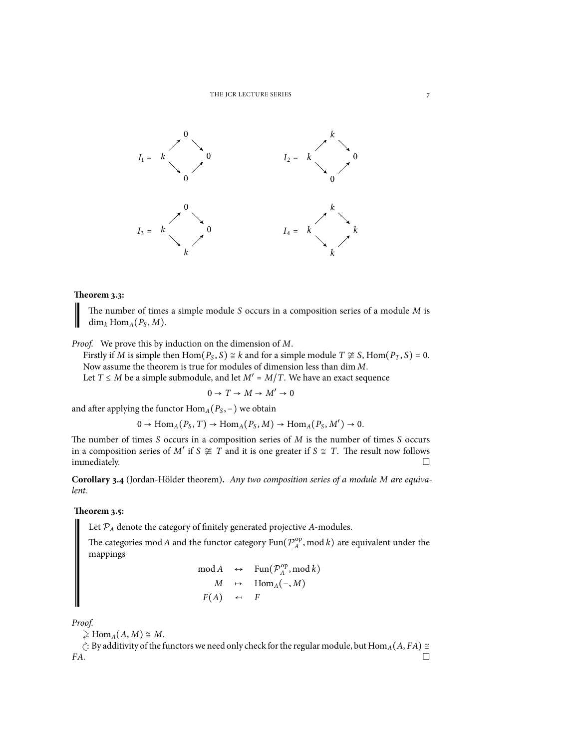$$I_1 = \begin{array}{ccccc} & & 0 & & \\ & \nearrow & & \searrow & \\ k & & & & 0 \\ & \searrow & & \nearrow & \\ & & 0 & & \end{array} \qquad I_2 = \begin{array}{ccccc} & & k & & \\ & \nearrow & & \searrow & \\ k & & & & 0 \\ & \searrow & & \nearrow & \\ & & 0 & & \end{array}$$

$$I_3 = \begin{array}{ccccc} & & 0 & & \\ & \nearrow & & \searrow & \\ k & & & & 0 \\ & \searrow & & \nearrow & \\ & & k & & \end{array} \qquad I_4 = \begin{array}{ccccc} & & k & & \\ & \nearrow & & \searrow & \\ k & & & & k \\ & \searrow & & \nearrow & \\ & & k & & \end{array}$$

**Theorem 3.3:**

The number of times a simple module $S$ occurs in a composition series of a module $M$ is $\dim_k \operatorname{Hom}_A(P_S, M)$.

*Proof.* We prove this by induction on the dimension of $M$.

Firstly if $M$ is simple then $\operatorname{Hom}(P_S, S) \cong k$ and for a simple module $T \ncong S$, $\operatorname{Hom}(P_T, S) = 0$.

Now assume the theorem is true for modules of dimension less than $\dim M$.

Let $T \leq M$ be a simple submodule, and let $M' = M/T$. We have an exact sequence

$$0 \to T \to M \to M' \to 0$$

and after applying the functor $\operatorname{Hom}_A(P_S, -)$ we obtain

$$0 \to \operatorname{Hom}_A(P_S, T) \to \operatorname{Hom}_A(P_S, M) \to \operatorname{Hom}_A(P_S, M') \to 0.$$

The number of times $S$ occurs in a composition series of $M$ is the number of times $S$ occurs in a composition series of $M'$ if $S \ncong T$ and it is one greater if $S \cong T$. The result now follows immediately. □

**Corollary 3.4** (Jordan-Hölder theorem)**.** *Any two composition series of a module $M$ are equivalent.*

**Theorem 3.5:**

Let $\mathcal{P}_A$ denote the category of finitely generated projective $A$-modules.

The categories $\operatorname{mod} A$ and the functor category $\operatorname{Fun}(\mathcal{P}_A^{\mathrm{op}}, \operatorname{mod} k)$ are equivalent under the mappings

$$\begin{array}{rcl} \operatorname{mod} A & \leftrightarrow & \operatorname{Fun}(\mathcal{P}_A^{\mathrm{op}}, \operatorname{mod} k) \\ M & \mapsto & \operatorname{Hom}_A(-, M) \\ F(A) & \leftarrow & F \end{array}$$

*Proof.*

$\circlearrowright$: $\operatorname{Hom}_A(A, M) \cong M$.

$\circlearrowleft$: By additivity of the functors we need only check for the regular module, but $\operatorname{Hom}_A(A, FA) \cong FA$. □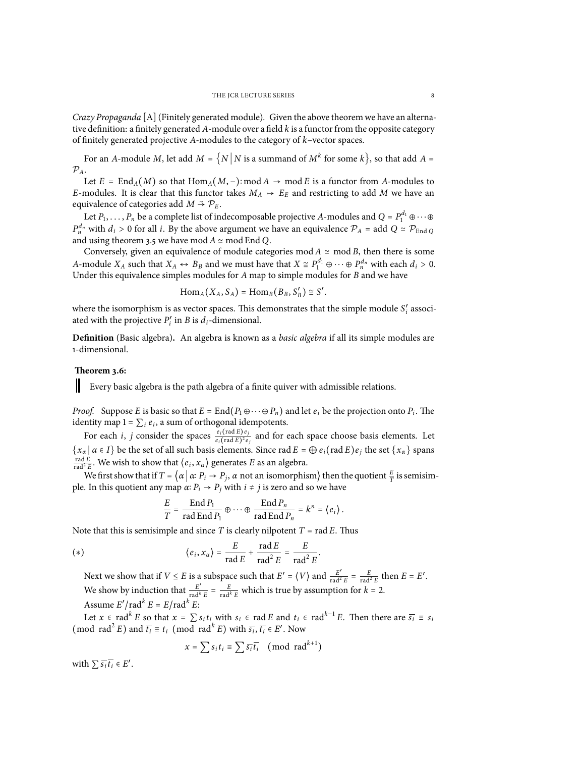*Crazy Propaganda* [A] (Finitely generated module). Given the above theorem we have an alternative definition: a finitely generated $A$-module over a field $k$ is a functor from the opposite category of finitely generated projective $A$-modules to the category of $k$–vector spaces.

For an $A$-module $M$, let $\operatorname{add} M = \{N \mid N \text{ is a summand of } M^k \text{ for some } k\}$, so that $\operatorname{add} A = \mathcal{P}_A$.

Let $E = \operatorname{End}_A(M)$ so that $\operatorname{Hom}_A(M, -)\colon \operatorname{mod} A \to \operatorname{mod} E$ is a functor from $A$-modules to $E$-modules. It is clear that this functor takes $M_A \mapsto E_E$ and restricting to $\operatorname{add} M$ we have an equivalence of categories $\operatorname{add} M \xrightarrow{\sim} \mathcal{P}_E$.

Let $P_1, \ldots, P_n$ be a complete list of indecomposable projective $A$-modules and $Q = P_1^{d_1} \oplus \cdots \oplus P_n^{d_n}$ with $d_i > 0$ for all $i$. By the above argument we have an equivalence $\mathcal{P}_A = \operatorname{add} Q \simeq \mathcal{P}_{\operatorname{End} Q}$ and using theorem 3.5 we have $\operatorname{mod} A \simeq \operatorname{mod} \operatorname{End} Q$.

Conversely, given an equivalence of module categories $\operatorname{mod} A \simeq \operatorname{mod} B$, then there is some $A$-module $X_A$ such that $X_A \leftrightarrow B_B$ and we must have that $X \cong P_1^{d_1} \oplus \cdots \oplus P_n^{d_n}$ with each $d_i > 0$. Under this equivalence simples modules for $A$ map to simple modules for $B$ and we have

$$\operatorname{Hom}_A(X_A, S_A) = \operatorname{Hom}_B(B_B, S'_B) \cong S'.$$

where the isomorphism is as vector spaces. This demonstrates that the simple module $S'_i$ associated with the projective $P'_i$ in $B$ is $d_i$-dimensional.

**Definition** (Basic algebra)**.** An algebra is known as a *basic algebra* if all its simple modules are 1-dimensional.

**Theorem 3.6:**

Every basic algebra is the path algebra of a finite quiver with admissible relations.

*Proof.* Suppose $E$ is basic so that $E = \operatorname{End}(P_1 \oplus \cdots \oplus P_n)$ and let $e_i$ be the projection onto $P_i$. The identity map $1 = \sum_i e_i$, a sum of orthogonal idempotents.

For each $i$, $j$ consider the spaces $\frac{e_i(\operatorname{rad} E)e_j}{e_i(\operatorname{rad} E)^2 e_j}$ and for each space choose basis elements. Let $\{x_\alpha \mid \alpha \in I\}$ be the set of all such basis elements. Since $\operatorname{rad} E = \bigoplus e_i(\operatorname{rad} E)e_j$ the set $\{x_\alpha\}$ spans $\frac{\operatorname{rad} E}{\operatorname{rad}^2 E}$. We wish to show that $\langle e_i, x_\alpha \rangle$ generates $E$ as an algebra.

We first show that if $T = \langle \alpha \mid \alpha\colon P_i \to P_j, \alpha \text{ not an isomorphism} \rangle$ then the quotient $\frac{E}{T}$ is semisimple. In this quotient any map $\alpha\colon P_i \to P_j$ with $i \neq j$ is zero and so we have

$$\frac{E}{T} = \frac{\operatorname{End} P_1}{\operatorname{rad} \operatorname{End} P_1} \oplus \cdots \oplus \frac{\operatorname{End} P_n}{\operatorname{rad} \operatorname{End} P_n} = k^n = \langle e_i \rangle.$$

Note that this is semisimple and since $T$ is clearly nilpotent $T = \operatorname{rad} E$. Thus

$$(*) \qquad \langle e_i, x_\alpha \rangle = \frac{E}{\operatorname{rad} E} + \frac{\operatorname{rad} E}{\operatorname{rad}^2 E} = \frac{E}{\operatorname{rad}^2 E}.$$

Next we show that if $V \leq E$ is a subspace such that $E' = \langle V \rangle$ and $\frac{E'}{\operatorname{rad}^2 E} = \frac{E}{\operatorname{rad}^2 E}$ then $E = E'$.

We show by induction that $\frac{E'}{\operatorname{rad}^k E} = \frac{E}{\operatorname{rad}^k E}$ which is true by assumption for $k = 2$.

Assume $E'/\operatorname{rad}^k E = E/\operatorname{rad}^k E$:

Let $x \in \operatorname{rad}^k E$ so that $x = \sum s_i t_i$ with $s_i \in \operatorname{rad} E$ and $t_i \in \operatorname{rad}^{k-1} E$. Then there are $\overline{s_i} \equiv s_i \pmod{\operatorname{rad}^2 E}$ and $\overline{t_i} \equiv t_i \pmod{\operatorname{rad}^k E}$ with $\overline{s_i}, \overline{t_i} \in E'$. Now

$$x = \sum s_i t_i \equiv \sum \overline{s_i}\,\overline{t_i} \pmod{\operatorname{rad}^{k+1}}$$

with $\sum \overline{s_i}\,\overline{t_i} \in E'$.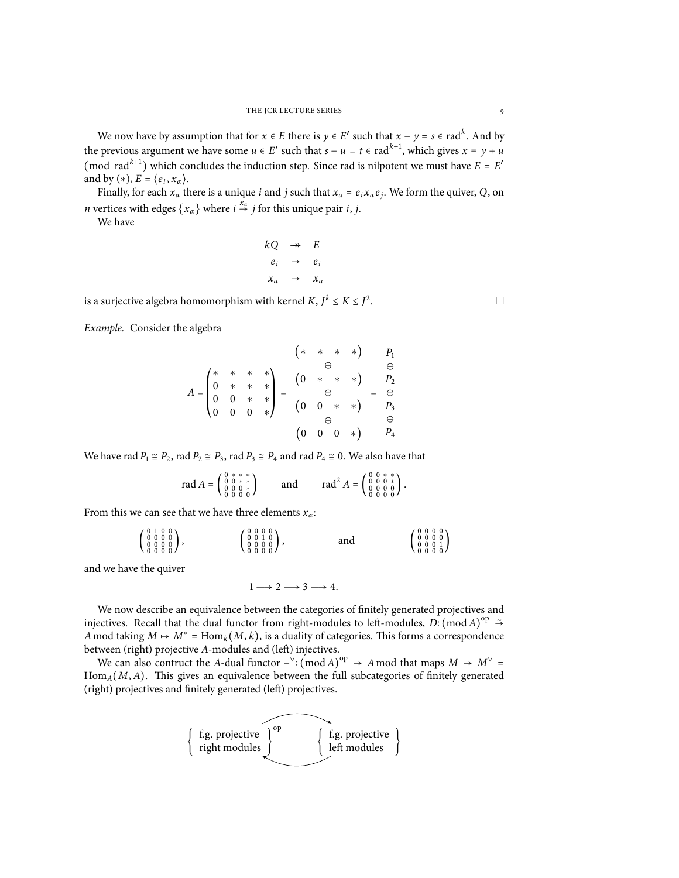We now have by assumption that for $x \in E$ there is $y \in E'$ such that $x - y = s \in \operatorname{rad}^k$. And by the previous argument we have some $u \in E'$ such that $s - u = t \in \operatorname{rad}^{k+1}$, which gives $x \equiv y + u \pmod{\operatorname{rad}^{k+1}}$ which concludes the induction step. Since rad is nilpotent we must have $E = E'$ and by $(*)$, $E = \langle e_i, x_\alpha \rangle$.

Finally, for each $x_\alpha$ there is a unique $i$ and $j$ such that $x_\alpha = e_i x_\alpha e_j$. We form the quiver, $Q$, on $n$ vertices with edges $\{x_\alpha\}$ where $i \xrightarrow{x_\alpha} j$ for this unique pair $i, j$.

We have

$$
\begin{array}{ccc}
kQ & \twoheadrightarrow & E \\
e_i & \mapsto & e_i \\
x_\alpha & \mapsto & x_\alpha
\end{array}
$$

is a surjective algebra homomorphism with kernel $K$, $J^k \le K \le J^2$. □

*Example.* Consider the algebra

$$
A = \begin{pmatrix} * & * & * & * \\ 0 & * & * & * \\ 0 & 0 & * & * \\ 0 & 0 & 0 & * \end{pmatrix} = \begin{array}{c} \begin{pmatrix} * & * & * & * \end{pmatrix} \\ \oplus \\ \begin{pmatrix} 0 & * & * & * \end{pmatrix} \\ \oplus \\ \begin{pmatrix} 0 & 0 & * & * \end{pmatrix} \\ \oplus \\ \begin{pmatrix} 0 & 0 & 0 & * \end{pmatrix} \end{array} = \begin{array}{c} P_1 \\ \oplus \\ P_2 \\ \oplus \\ P_3 \\ \oplus \\ P_4 \end{array}
$$

We have $\operatorname{rad} P_1 \cong P_2$, $\operatorname{rad} P_2 \cong P_3$, $\operatorname{rad} P_3 \cong P_4$ and $\operatorname{rad} P_4 \cong 0$. We also have that

$$
\operatorname{rad} A = \begin{pmatrix} 0 & * & * & * \\ 0 & 0 & * & * \\ 0 & 0 & 0 & * \\ 0 & 0 & 0 & 0 \end{pmatrix} \qquad \text{and} \qquad \operatorname{rad}^2 A = \begin{pmatrix} 0 & 0 & * & * \\ 0 & 0 & 0 & * \\ 0 & 0 & 0 & 0 \\ 0 & 0 & 0 & 0 \end{pmatrix}.
$$

From this we can see that we have three elements $x_\alpha$:

$$
\begin{pmatrix} 0 & 1 & 0 & 0 \\ 0 & 0 & 0 & 0 \\ 0 & 0 & 0 & 0 \\ 0 & 0 & 0 & 0 \end{pmatrix}, \qquad \begin{pmatrix} 0 & 0 & 0 & 0 \\ 0 & 0 & 1 & 0 \\ 0 & 0 & 0 & 0 \\ 0 & 0 & 0 & 0 \end{pmatrix}, \qquad \text{and} \qquad \begin{pmatrix} 0 & 0 & 0 & 0 \\ 0 & 0 & 0 & 0 \\ 0 & 0 & 0 & 1 \\ 0 & 0 & 0 & 0 \end{pmatrix}
$$

and we have the quiver

$$
1 \longrightarrow 2 \longrightarrow 3 \longrightarrow 4.
$$

We now describe an equivalence between the categories of finitely generated projectives and injectives. Recall that the dual functor from right-modules to left-modules, $D \colon (\operatorname{mod} A)^{\mathrm{op}} \xrightarrow{\sim} A \operatorname{mod}$ taking $M \mapsto M^* = \operatorname{Hom}_k(M, k)$, is a duality of categories. This forms a correspondence between (right) projective $A$-modules and (left) injectives.

We can also contruct the $A$-dual functor $-^\vee \colon (\operatorname{mod} A)^{\mathrm{op}} \to A \operatorname{mod}$ that maps $M \mapsto M^\vee = \operatorname{Hom}_A(M, A)$. This gives an equivalence between the full subcategories of finitely generated (right) projectives and finitely generated (left) projectives.

$$
\left\{ \begin{array}{c} \text{f.g. projective} \\ \text{right modules} \end{array} \right\}^{\mathrm{op}} \rightleftarrows \left\{ \begin{array}{c} \text{f.g. projective} \\ \text{left modules} \end{array} \right\}
$$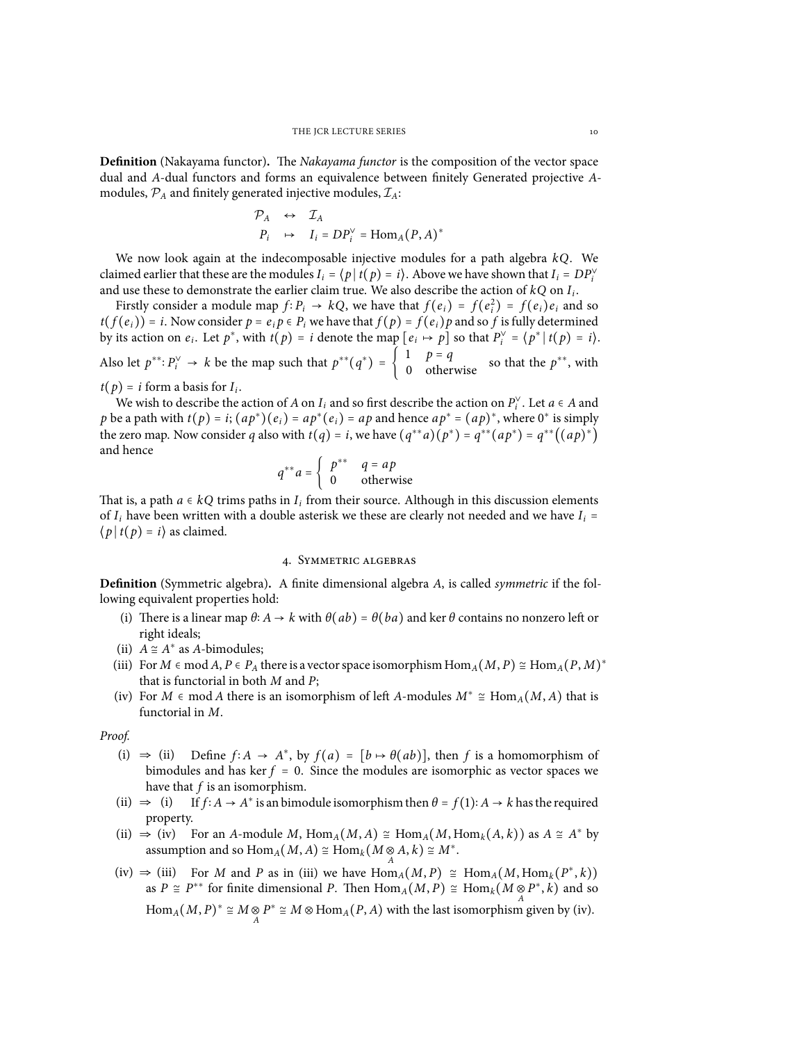**Definition** (Nakayama functor)**.** The *Nakayama functor* is the composition of the vector space dual and $A$-dual functors and forms an equivalence between finitely Generated projective $A$-modules, $\mathcal{P}_A$ and finitely generated injective modules, $\mathcal{I}_A$:

$$\begin{array}{rcl} \mathcal{P}_A & \leftrightarrow & \mathcal{I}_A \\ P_i & \mapsto & I_i = DP_i^\vee = \operatorname{Hom}_A(P,A)^* \end{array}$$

We now look again at the indecomposable injective modules for a path algebra $kQ$. We claimed earlier that these are the modules $I_i = \langle p \mid t(p) = i \rangle$. Above we have shown that $I_i = DP_i^\vee$ and use these to demonstrate the earlier claim true. We also describe the action of $kQ$ on $I_i$.

Firstly consider a module map $f \colon P_i \to kQ$, we have that $f(e_i) = f(e_i^2) = f(e_i)e_i$ and so $t(f(e_i)) = i$. Now consider $p = e_i p \in P_i$ we have that $f(p) = f(e_i)p$ and so $f$ is fully determined by its action on $e_i$. Let $p^*$, with $t(p) = i$ denote the map $[e_i \mapsto p]$ so that $P_i^\vee = \langle p^* \mid t(p) = i \rangle$. Also let $p^{**} \colon P_i^\vee \to k$ be the map such that $p^{**}(q^*) = \begin{cases} 1 & p = q \\ 0 & \text{otherwise} \end{cases}$ so that the $p^{**}$, with $t(p) = i$ form a basis for $I_i$.

We wish to describe the action of $A$ on $I_i$ and so first describe the action on $P_i^\vee$. Let $a \in A$ and $p$ be a path with $t(p) = i$; $(ap^*)(e_i) = ap^*(e_i) = ap$ and hence $ap^* = (ap)^*$, where $0^*$ is simply the zero map. Now consider $q$ also with $t(q) = i$, we have $(q^{**}a)(p^*) = q^{**}(ap^*) = q^{**}\big((ap)^*\big)$ and hence

$$q^{**}a = \begin{cases} p^{**} & q = ap \\ 0 & \text{otherwise} \end{cases}$$

That is, a path $a \in kQ$ trims paths in $I_i$ from their source. Although in this discussion elements of $I_i$ have been written with a double asterisk we these are clearly not needed and we have $I_i = \langle p \mid t(p) = i \rangle$ as claimed.

## 4. Symmetric algebras

**Definition** (Symmetric algebra)**.** A finite dimensional algebra $A$, is called *symmetric* if the following equivalent properties hold:

(i) There is a linear map $\theta \colon A \to k$ with $\theta(ab) = \theta(ba)$ and $\ker\theta$ contains no nonzero left or right ideals;

(ii) $A \cong A^*$ as $A$-bimodules;

(iii) For $M \in \operatorname{mod} A$, $P \in P_A$ there is a vector space isomorphism $\operatorname{Hom}_A(M,P) \cong \operatorname{Hom}_A(P,M)^*$ that is functorial in both $M$ and $P$;

(iv) For $M \in \operatorname{mod} A$ there is an isomorphism of left $A$-modules $M^* \cong \operatorname{Hom}_A(M,A)$ that is functorial in $M$.

*Proof.*

(i) $\Rightarrow$ (ii) Define $f \colon A \to A^*$, by $f(a) = [b \mapsto \theta(ab)]$, then $f$ is a homomorphism of bimodules and has $\ker f = 0$. Since the modules are isomorphic as vector spaces we have that $f$ is an isomorphism.

(ii) $\Rightarrow$ (i) If $f \colon A \to A^*$ is an bimodule isomorphism then $\theta = f(1) \colon A \to k$ has the required property.

(ii) $\Rightarrow$ (iv) For an $A$-module $M$, $\operatorname{Hom}_A(M,A) \cong \operatorname{Hom}_A(M, \operatorname{Hom}_k(A,k))$ as $A \cong A^*$ by assumption and so $\operatorname{Hom}_A(M,A) \cong \operatorname{Hom}_k(M \underset{A}{\otimes} A, k) \cong M^*$.

(iv) $\Rightarrow$ (iii) For $M$ and $P$ as in (iii) we have $\operatorname{Hom}_A(M,P) \cong \operatorname{Hom}_A(M, \operatorname{Hom}_k(P^*,k))$ as $P \cong P^{**}$ for finite dimensional $P$. Then $\operatorname{Hom}_A(M,P) \cong \operatorname{Hom}_k(M \underset{A}{\otimes} P^*, k)$ and so $\operatorname{Hom}_A(M,P)^* \cong M \underset{A}{\otimes} P^* \cong M \otimes \operatorname{Hom}_A(P,A)$ with the last isomorphism given by (iv).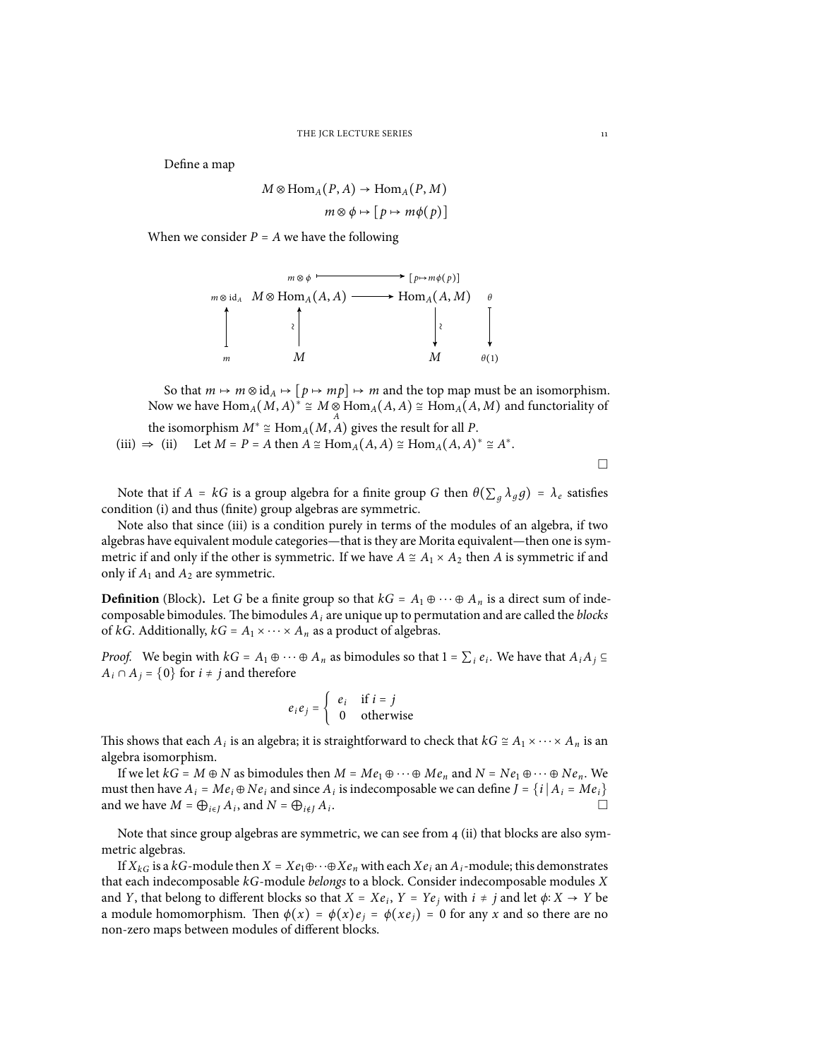Define a map

$$M \otimes \mathrm{Hom}_A(P, A) \to \mathrm{Hom}_A(P, M)$$
$$m \otimes \phi \mapsto [p \mapsto m\phi(p)]$$

When we consider $P = A$ we have the following

$$\begin{array}{cccccc}
 & m\otimes\phi & \longmapsto & [p\mapsto m\phi(p)] & \\
m\otimes \mathrm{id}_A & M \otimes \mathrm{Hom}_A(A, A) & \longrightarrow & \mathrm{Hom}_A(A, M) & \theta \\
\uparrow & \wr\uparrow & & \downarrow\wr & \downarrow \\
m & M & & M & \theta(1)
\end{array}$$

So that $m \mapsto m \otimes \mathrm{id}_A \mapsto [p \mapsto mp] \mapsto m$ and the top map must be an isomorphism. Now we have $\mathrm{Hom}_A(M, A)^* \cong M \underset{A}{\otimes} \mathrm{Hom}_A(A, A) \cong \mathrm{Hom}_A(A, M)$ and functoriality of the isomorphism $M^* \cong \mathrm{Hom}_A(M, A)$ gives the result for all $P$.

(iii) $\Rightarrow$ (ii) Let $M = P = A$ then $A \cong \mathrm{Hom}_A(A, A) \cong \mathrm{Hom}_A(A, A)^* \cong A^*$. □

Note that if $A = kG$ is a group algebra for a finite group $G$ then $\theta(\sum_g \lambda_g g) = \lambda_e$ satisfies condition (i) and thus (finite) group algebras are symmetric.

Note also that since (iii) is a condition purely in terms of the modules of an algebra, if two algebras have equivalent module categories—that is they are Morita equivalent—then one is symmetric if and only if the other is symmetric. If we have $A \cong A_1 \times A_2$ then $A$ is symmetric if and only if $A_1$ and $A_2$ are symmetric.

**Definition** (Block)**.** Let $G$ be a finite group so that $kG = A_1 \oplus \cdots \oplus A_n$ is a direct sum of indecomposable bimodules. The bimodules $A_i$ are unique up to permutation and are called the *blocks* of $kG$. Additionally, $kG = A_1 \times \cdots \times A_n$ as a product of algebras.

*Proof.* We begin with $kG = A_1 \oplus \cdots \oplus A_n$ as bimodules so that $1 = \sum_i e_i$. We have that $A_i A_j \subseteq A_i \cap A_j = \{0\}$ for $i \neq j$ and therefore

$$e_i e_j = \begin{cases} e_i & \text{if } i = j \\ 0 & \text{otherwise} \end{cases}$$

This shows that each $A_i$ is an algebra; it is straightforward to check that $kG \cong A_1 \times \cdots \times A_n$ is an algebra isomorphism.

If we let $kG = M \oplus N$ as bimodules then $M = Me_1 \oplus \cdots \oplus Me_n$ and $N = Ne_1 \oplus \cdots \oplus Ne_n$. We must then have $A_i = Me_i \oplus Ne_i$ and since $A_i$ is indecomposable we can define $J = \{i \mid A_i = Me_i\}$ and we have $M = \bigoplus_{i \in J} A_i$, and $N = \bigoplus_{i \notin J} A_i$. □

Note that since group algebras are symmetric, we can see from 4 (ii) that blocks are also symmetric algebras.

If $X_{kG}$ is a $kG$-module then $X = Xe_1 \oplus \cdots \oplus Xe_n$ with each $Xe_i$ an $A_i$-module; this demonstrates that each indecomposable $kG$-module *belongs* to a block. Consider indecomposable modules $X$ and $Y$, that belong to different blocks so that $X = Xe_i$, $Y = Ye_j$ with $i \neq j$ and let $\phi: X \to Y$ be a module homomorphism. Then $\phi(x) = \phi(x)e_j = \phi(xe_j) = 0$ for any $x$ and so there are no non-zero maps between modules of different blocks.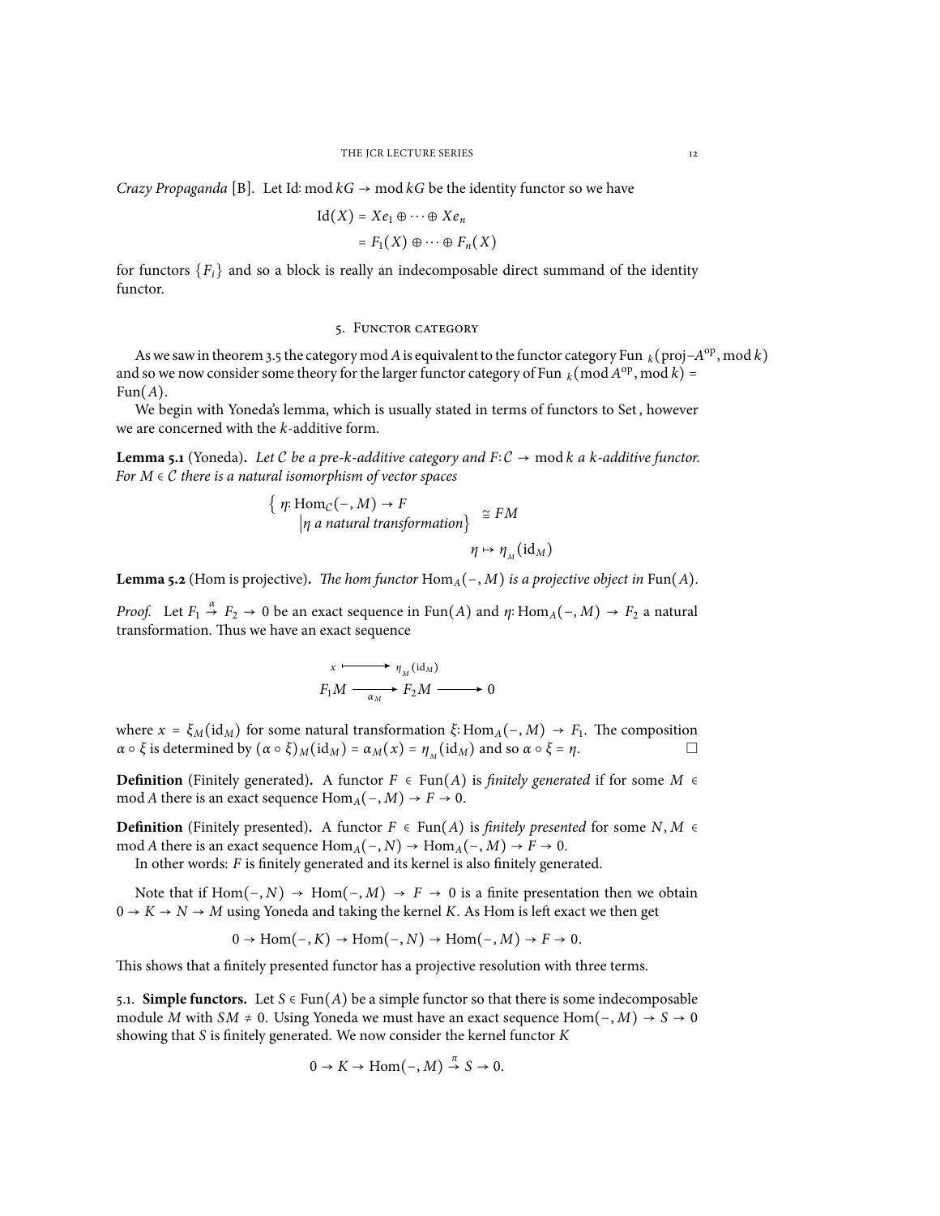*Crazy Propaganda* [B]. Let Id: mod $kG \to$ mod $kG$ be the identity functor so we have

$$\begin{aligned}\mathrm{Id}(X) &= Xe_1 \oplus \cdots \oplus Xe_n \\ &= F_1(X) \oplus \cdots \oplus F_n(X)\end{aligned}$$

for functors $\{F_i\}$ and so a block is really an indecomposable direct summand of the identity functor.

## 5. Functor category

As we saw in theorem 3.5 the category mod $A$ is equivalent to the functor category $\mathrm{Fun}_k(\mathrm{proj}\text{–}A^{\mathrm{op}}, \mathrm{mod}\, k)$ and so we now consider some theory for the larger functor category of $\mathrm{Fun}_k(\mathrm{mod}\, A^{\mathrm{op}}, \mathrm{mod}\, k) = \mathrm{Fun}(A)$.

We begin with Yoneda's lemma, which is usually stated in terms of functors to Set, however we are concerned with the $k$-additive form.

**Lemma 5.1** (Yoneda). *Let $\mathcal{C}$ be a pre-$k$-additive category and $F: \mathcal{C} \to \mathrm{mod}\, k$ a $k$-additive functor. For $M \in \mathcal{C}$ there is a natural isomorphism of vector spaces*

$$\left\{ \eta: \mathrm{Hom}_{\mathcal{C}}(-, M) \to F \;\middle|\; \eta \text{ a natural transformation} \right\} \cong FM$$

$$\eta \mapsto \eta_M(\mathrm{id}_M)$$

**Lemma 5.2** (Hom is projective)**.** *The hom functor $\mathrm{Hom}_A(-, M)$ is a projective object in $\mathrm{Fun}(A)$.*

*Proof.* Let $F_1 \xrightarrow{\alpha} F_2 \to 0$ be an exact sequence in $\mathrm{Fun}(A)$ and $\eta: \mathrm{Hom}_A(-, M) \to F_2$ a natural transformation. Thus we have an exact sequence

$$\begin{array}{ccc} x & \longmapsto & \eta_M(\mathrm{id}_M) \\ F_1 M & \xrightarrow[\alpha_M]{} & F_2 M \longrightarrow 0 \end{array}$$

where $x = \xi_M(\mathrm{id}_M)$ for some natural transformation $\xi: \mathrm{Hom}_A(-, M) \to F_1$. The composition $\alpha \circ \xi$ is determined by $(\alpha \circ \xi)_M(\mathrm{id}_M) = \alpha_M(x) = \eta_M(\mathrm{id}_M)$ and so $\alpha \circ \xi = \eta$. □

**Definition** (Finitely generated)**.** A functor $F \in \mathrm{Fun}(A)$ is *finitely generated* if for some $M \in$ mod $A$ there is an exact sequence $\mathrm{Hom}_A(-, M) \to F \to 0$.

**Definition** (Finitely presented)**.** A functor $F \in \mathrm{Fun}(A)$ is *finitely presented* for some $N, M \in$ mod $A$ there is an exact sequence $\mathrm{Hom}_A(-, N) \to \mathrm{Hom}_A(-, M) \to F \to 0$.

In other words: $F$ is finitely generated and its kernel is also finitely generated.

Note that if $\mathrm{Hom}(-, N) \to \mathrm{Hom}(-, M) \to F \to 0$ is a finite presentation then we obtain $0 \to K \to N \to M$ using Yoneda and taking the kernel $K$. As Hom is left exact we then get

$$0 \to \mathrm{Hom}(-, K) \to \mathrm{Hom}(-, N) \to \mathrm{Hom}(-, M) \to F \to 0.$$

This shows that a finitely presented functor has a projective resolution with three terms.

### 5.1. Simple functors.

Let $S \in \mathrm{Fun}(A)$ be a simple functor so that there is some indecomposable module $M$ with $SM \neq 0$. Using Yoneda we must have an exact sequence $\mathrm{Hom}(-, M) \to S \to 0$ showing that $S$ is finitely generated. We now consider the kernel functor $K$

$$0 \to K \to \mathrm{Hom}(-, M) \xrightarrow{\pi} S \to 0.$$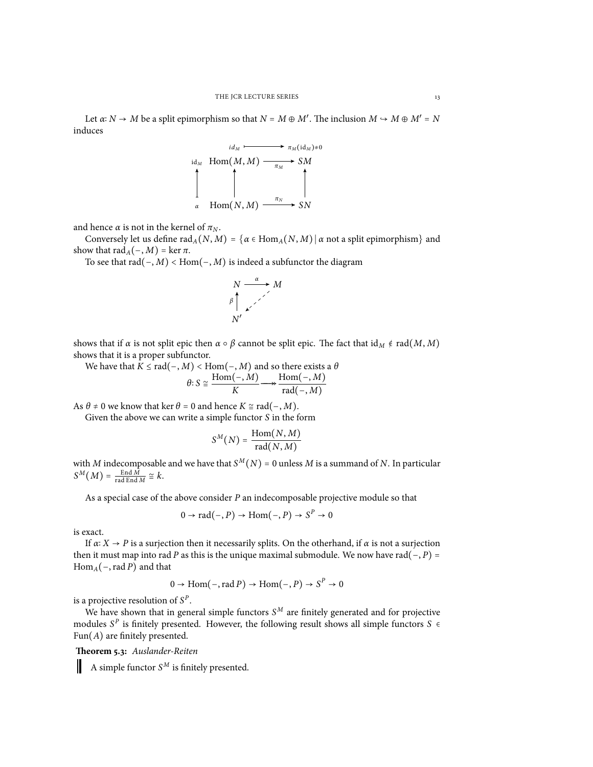Let $\alpha\colon N \to M$ be a split epimorphism so that $N = M \oplus M'$. The inclusion $M \hookrightarrow M \oplus M' = N$ induces

$$
\begin{array}{ccccc}
 & id_M & \longmapsto & \pi_M(\mathrm{id}_M) \neq 0 & \\
\mathrm{id}_M & \mathrm{Hom}(M,M) & \xrightarrow{\pi_M} & SM & \\
\uparrow & \uparrow & & \uparrow & \\
\alpha & \mathrm{Hom}(N,M) & \xrightarrow{\pi_N} & SN &
\end{array}
$$

and hence $\alpha$ is not in the kernel of $\pi_N$.

Conversely let us define $\mathrm{rad}_A(N,M) = \{\alpha \in \mathrm{Hom}_A(N,M) \mid \alpha \text{ not a split epimorphism}\}$ and show that $\mathrm{rad}_A(-,M) = \ker \pi$.

To see that $\mathrm{rad}(-,M) < \mathrm{Hom}(-,M)$ is indeed a subfunctor the diagram

$$
\begin{array}{ccc}
N & \xrightarrow{\alpha} & M \\
\beta \uparrow & \swarrow & \\
N' & &
\end{array}
$$

shows that if $\alpha$ is not split epic then $\alpha \circ \beta$ cannot be split epic. The fact that $\mathrm{id}_M \notin \mathrm{rad}(M,M)$ shows that it is a proper subfunctor.

We have that $K \leq \mathrm{rad}(-,M) < \mathrm{Hom}(-,M)$ and so there exists a $\theta$

$$\theta\colon S \cong \frac{\mathrm{Hom}(-,M)}{K} \twoheadrightarrow \frac{\mathrm{Hom}(-,M)}{\mathrm{rad}(-,M)}$$

As $\theta \neq 0$ we know that $\ker \theta = 0$ and hence $K \cong \mathrm{rad}(-,M)$.

Given the above we can write a simple functor $S$ in the form

$$S^M(N) = \frac{\mathrm{Hom}(N,M)}{\mathrm{rad}(N,M)}$$

with $M$ indecomposable and we have that $S^M(N) = 0$ unless $M$ is a summand of $N$. In particular $S^M(M) = \frac{\mathrm{End}\, M}{\mathrm{rad}\,\mathrm{End}\, M} \cong k$.

As a special case of the above consider $P$ an indecomposable projective module so that

$$0 \to \mathrm{rad}(-,P) \to \mathrm{Hom}(-,P) \to S^P \to 0$$

is exact.

If $\alpha\colon X \to P$ is a surjection then it necessarily splits. On the otherhand, if $\alpha$ is not a surjection then it must map into $\mathrm{rad}\, P$ as this is the unique maximal submodule. We now have $\mathrm{rad}(-,P) = \mathrm{Hom}_A(-, \mathrm{rad}\, P)$ and that

$$0 \to \mathrm{Hom}(-, \mathrm{rad}\, P) \to \mathrm{Hom}(-,P) \to S^P \to 0$$

is a projective resolution of $S^P$.

We have shown that in general simple functors $S^M$ are finitely generated and for projective modules $S^P$ is finitely presented. However, the following result shows all simple functors $S \in \mathrm{Fun}(A)$ are finitely presented.

**Theorem 5.3:** *Auslander-Reiten*

> A simple functor $S^M$ is finitely presented.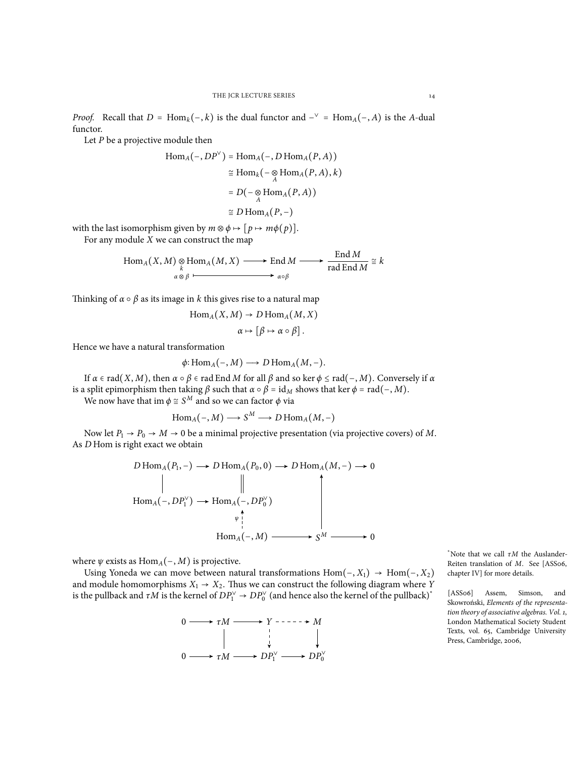*Proof.* Recall that $D = \operatorname{Hom}_k(-,k)$ is the dual functor and $-^\vee = \operatorname{Hom}_A(-,A)$ is the $A$-dual functor.

Let $P$ be a projective module then

$$
\begin{aligned}
\operatorname{Hom}_A(-, DP^\vee) &= \operatorname{Hom}_A(-, D\operatorname{Hom}_A(P,A)) \\
&\cong \operatorname{Hom}_k(- \underset{A}{\otimes} \operatorname{Hom}_A(P,A), k) \\
&= D(- \underset{A}{\otimes} \operatorname{Hom}_A(P,A)) \\
&\cong D\operatorname{Hom}_A(P,-)
\end{aligned}
$$

with the last isomorphism given by $m \otimes \phi \mapsto [p \mapsto m\phi(p)]$.

For any module $X$ we can construct the map

$$
\begin{array}{ccccc}
\operatorname{Hom}_A(X,M) \underset{k}{\otimes} \operatorname{Hom}_A(M,X) & \longrightarrow & \operatorname{End} M & \longrightarrow & \dfrac{\operatorname{End} M}{\operatorname{rad}\operatorname{End} M} \cong k \\
\alpha \otimes \beta & \longmapsto & \alpha \circ \beta & &
\end{array}
$$

Thinking of $\alpha \circ \beta$ as its image in $k$ this gives rise to a natural map

$$
\begin{aligned}
\operatorname{Hom}_A(X,M) &\to D\operatorname{Hom}_A(M,X) \\
\alpha &\mapsto [\beta \mapsto \alpha \circ \beta].
\end{aligned}
$$

Hence we have a natural transformation

$$
\phi \colon \operatorname{Hom}_A(-,M) \longrightarrow D\operatorname{Hom}_A(M,-).
$$

If $\alpha \in \operatorname{rad}(X,M)$, then $\alpha \circ \beta \in \operatorname{rad}\operatorname{End} M$ for all $\beta$ and so $\ker \phi \leq \operatorname{rad}(-,M)$. Conversely if $\alpha$ is a split epimorphism then taking $\beta$ such that $\alpha \circ \beta = \operatorname{id}_M$ shows that $\ker \phi = \operatorname{rad}(-,M)$.

We now have that $\operatorname{im}\phi \cong S^M$ and so we can factor $\phi$ via

$$
\operatorname{Hom}_A(-,M) \longrightarrow S^M \longrightarrow D\operatorname{Hom}_A(M,-)
$$

Now let $P_1 \to P_0 \to M \to 0$ be a minimal projective presentation (via projective covers) of $M$. As $D\operatorname{Hom}$ is right exact we obtain

$$
\begin{array}{ccccccc}
D\operatorname{Hom}_A(P_1,-) & \longrightarrow & D\operatorname{Hom}_A(P_0,0) & \longrightarrow & D\operatorname{Hom}_A(M,-) & \longrightarrow & 0 \\
\Big| & & \Big\| & & \Big\uparrow & & \\
\operatorname{Hom}_A(-,DP_1^\vee) & \longrightarrow & \operatorname{Hom}_A(-,DP_0^\vee) & & & & \\
 & & \Big\uparrow{\scriptstyle \psi} & & & & \\
 & & \operatorname{Hom}_A(-,M) & \longrightarrow & S^M & \longrightarrow & 0
\end{array}
$$

where $\psi$ exists as $\operatorname{Hom}_A(-,M)$ is projective.

Using Yoneda we can move between natural transformations $\operatorname{Hom}(-,X_1) \to \operatorname{Hom}(-,X_2)$ and module homomorphisms $X_1 \to X_2$. Thus we can construct the following diagram where $Y$ is the pullback and $\tau M$ is the kernel of $DP_1^\vee \to DP_0^\vee$ (and hence also the kernel of the pullback)*

$$
\begin{array}{ccccccc}
0 & \longrightarrow & \tau M & \longrightarrow & Y & \dashrightarrow & M \\
 & & \Big| & & \Big\downarrow & & \Big\downarrow \\
0 & \longrightarrow & \tau M & \longrightarrow & DP_1^\vee & \longrightarrow & DP_0^\vee
\end{array}
$$

*Note that we call $\tau M$ the Auslander-Reiten translation of $M$. See [ASS06, chapter IV] for more details.

[ASS06] Assem, Simson, and Skowroński, *Elements of the representation theory of associative algebras. Vol. 1*, London Mathematical Society Student Texts, vol. 65, Cambridge University Press, Cambridge, 2006,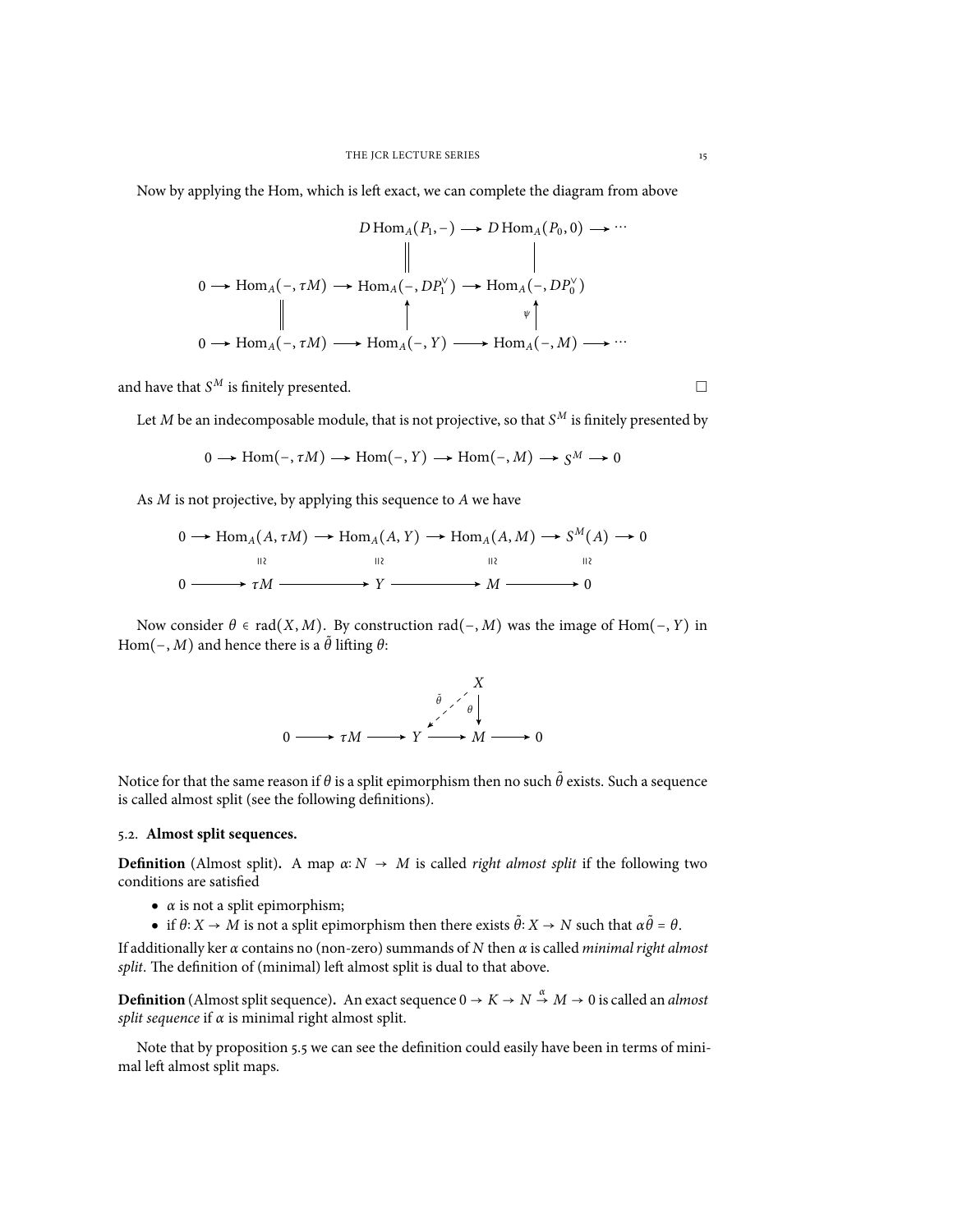Now by applying the Hom, which is left exact, we can complete the diagram from above

$$
\begin{array}{ccccccc}
 & & D\operatorname{Hom}_A(P_1,-) & \longrightarrow & D\operatorname{Hom}_A(P_0,0) & \longrightarrow & \cdots \\
 & & \| & & | & & \\
0 \longrightarrow & \operatorname{Hom}_A(-,\tau M) & \longrightarrow \operatorname{Hom}_A(-,DP_1^\vee) & \longrightarrow & \operatorname{Hom}_A(-,DP_0^\vee) & & \\
 & \| & \uparrow & & \psi\uparrow & & \\
0 \longrightarrow & \operatorname{Hom}_A(-,\tau M) & \longrightarrow \operatorname{Hom}_A(-,Y) & \longrightarrow & \operatorname{Hom}_A(-,M) & \longrightarrow & \cdots
\end{array}
$$

and have that $S^M$ is finitely presented. □

Let $M$ be an indecomposable module, that is not projective, so that $S^M$ is finitely presented by

$$0 \longrightarrow \operatorname{Hom}(-,\tau M) \longrightarrow \operatorname{Hom}(-,Y) \longrightarrow \operatorname{Hom}(-,M) \longrightarrow S^M \longrightarrow 0$$

As $M$ is not projective, by applying this sequence to $A$ we have

$$
\begin{array}{ccccccccc}
0 \longrightarrow & \operatorname{Hom}_A(A,\tau M) & \longrightarrow & \operatorname{Hom}_A(A,Y) & \longrightarrow & \operatorname{Hom}_A(A,M) & \longrightarrow & S^M(A) & \longrightarrow 0 \\
 & \wr\| & & \wr\| & & \wr\| & & \wr\| & \\
0 \longrightarrow & \tau M & \longrightarrow & Y & \longrightarrow & M & \longrightarrow & 0 &
\end{array}
$$

Now consider $\theta \in \operatorname{rad}(X,M)$. By construction $\operatorname{rad}(-,M)$ was the image of $\operatorname{Hom}(-,Y)$ in $\operatorname{Hom}(-,M)$ and hence there is a $\tilde{\theta}$ lifting $\theta$:

$$
\begin{array}{ccccccc}
 & & & & X & & \\
 & & & \tilde{\theta}\swarrow & \downarrow\theta & & \\
0 \longrightarrow & \tau M & \longrightarrow & Y & \longrightarrow M & \longrightarrow & 0
\end{array}
$$

Notice for that the same reason if $\theta$ is a split epimorphism then no such $\tilde{\theta}$ exists. Such a sequence is called almost split (see the following definitions).

### 5.2. Almost split sequences.

**Definition** (Almost split)**.** A map $\alpha\colon N \to M$ is called *right almost split* if the following two conditions are satisfied

- $\alpha$ is not a split epimorphism;
- if $\theta\colon X \to M$ is not a split epimorphism then there exists $\tilde{\theta}\colon X \to N$ such that $\alpha\tilde{\theta} = \theta$.

If additionally $\ker\alpha$ contains no (non-zero) summands of $N$ then $\alpha$ is called *minimal right almost split*. The definition of (minimal) left almost split is dual to that above.

**Definition** (Almost split sequence)**.** An exact sequence $0 \to K \to N \overset{\alpha}{\to} M \to 0$ is called an *almost split sequence* if $\alpha$ is minimal right almost split.

Note that by proposition 5.5 we can see the definition could easily have been in terms of minimal left almost split maps.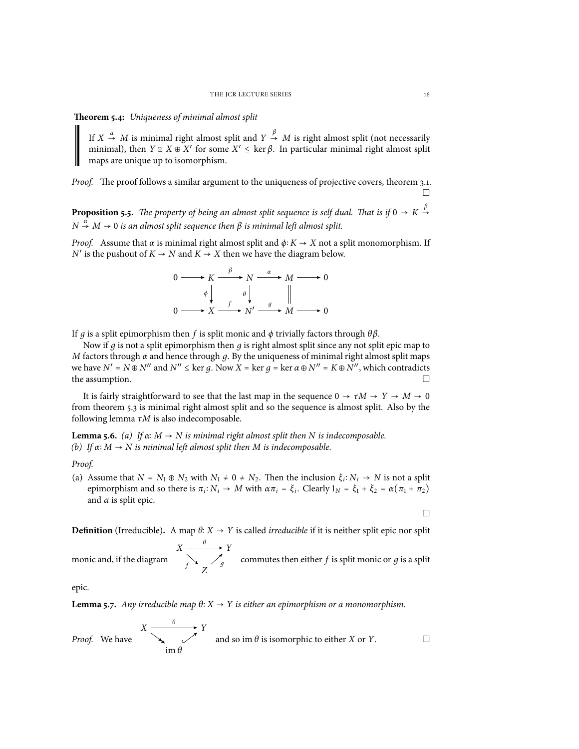**Theorem 5.4:** *Uniqueness of minimal almost split*

> If $X \overset{\alpha}{\to} M$ is minimal right almost split and $Y \overset{\beta}{\to} M$ is right almost split (not necessarily minimal), then $Y \cong X \oplus X'$ for some $X' \leq \ker \beta$. In particular minimal right almost split maps are unique up to isomorphism.

*Proof.* The proof follows a similar argument to the uniqueness of projective covers, theorem 3.1. □

**Proposition 5.5.** *The property of being an almost split sequence is self dual. That is if $0 \to K \overset{\beta}{\to} N \overset{\alpha}{\to} M \to 0$ is an almost split sequence then $\beta$ is minimal left almost split.*

*Proof.* Assume that $\alpha$ is minimal right almost split and $\phi\colon K \to X$ not a split monomorphism. If $N'$ is the pushout of $K \to N$ and $K \to X$ then we have the diagram below.

$$
\begin{array}{ccccccccc}
0 & \longrightarrow & K & \overset{\beta}{\longrightarrow} & N & \overset{\alpha}{\longrightarrow} & M & \longrightarrow & 0 \\
 & & \phi\downarrow & & \theta\downarrow & & \| & & \\
0 & \longrightarrow & X & \overset{f}{\longrightarrow} & N' & \overset{g}{\longrightarrow} & M & \longrightarrow & 0
\end{array}
$$

If $g$ is a split epimorphism then $f$ is split monic and $\phi$ trivially factors through $\theta\beta$.

Now if $g$ is not a split epimorphism then $g$ is right almost split since any not split epic map to $M$ factors through $\alpha$ and hence through $g$. By the uniqueness of minimal right almost split maps we have $N' = N \oplus N''$ and $N'' \leq \ker g$. Now $X = \ker g = \ker \alpha \oplus N'' = K \oplus N''$, which contradicts the assumption. □

It is fairly straightforward to see that the last map in the sequence $0 \to \tau M \to Y \to M \to 0$ from theorem 5.3 is minimal right almost split and so the sequence is almost split. Also by the following lemma $\tau M$ is also indecomposable.

**Lemma 5.6.** *(a) If $\alpha\colon M \to N$ is minimal right almost split then $N$ is indecomposable.*
*(b) If $\alpha\colon M \to N$ is minimal left almost split then $M$ is indecomposable.*

*Proof.*

(a) Assume that $N = N_1 \oplus N_2$ with $N_1 \neq 0 \neq N_2$. Then the inclusion $\xi_i\colon N_i \to N$ is not a split epimorphism and so there is $\pi_i\colon N_i \to M$ with $\alpha\pi_i = \xi_i$. Clearly $1_N = \xi_1 + \xi_2 = \alpha(\pi_1 + \pi_2)$ and $\alpha$ is split epic.

□

**Definition** (Irreducible)**.** A map $\theta\colon X \to Y$ is called *irreducible* if it is neither split epic nor split monic and, if the diagram

$$
\begin{array}{ccc}
X & \overset{\theta}{\longrightarrow} & Y \\
 & {\scriptstyle f}\searrow \quad \nearrow{\scriptstyle g} & \\
 & Z &
\end{array}
$$

commutes then either $f$ is split monic or $g$ is a split epic.

**Lemma 5.7.** *Any irreducible map $\theta\colon X \to Y$ is either an epimorphism or a monomorphism.*

*Proof.* We have

$$
\begin{array}{ccc}
X & \overset{\theta}{\longrightarrow} & Y \\
 & \searrow \quad \nearrow & \\
 & \operatorname{im}\theta &
\end{array}
$$

and so $\operatorname{im}\theta$ is isomorphic to either $X$ or $Y$. □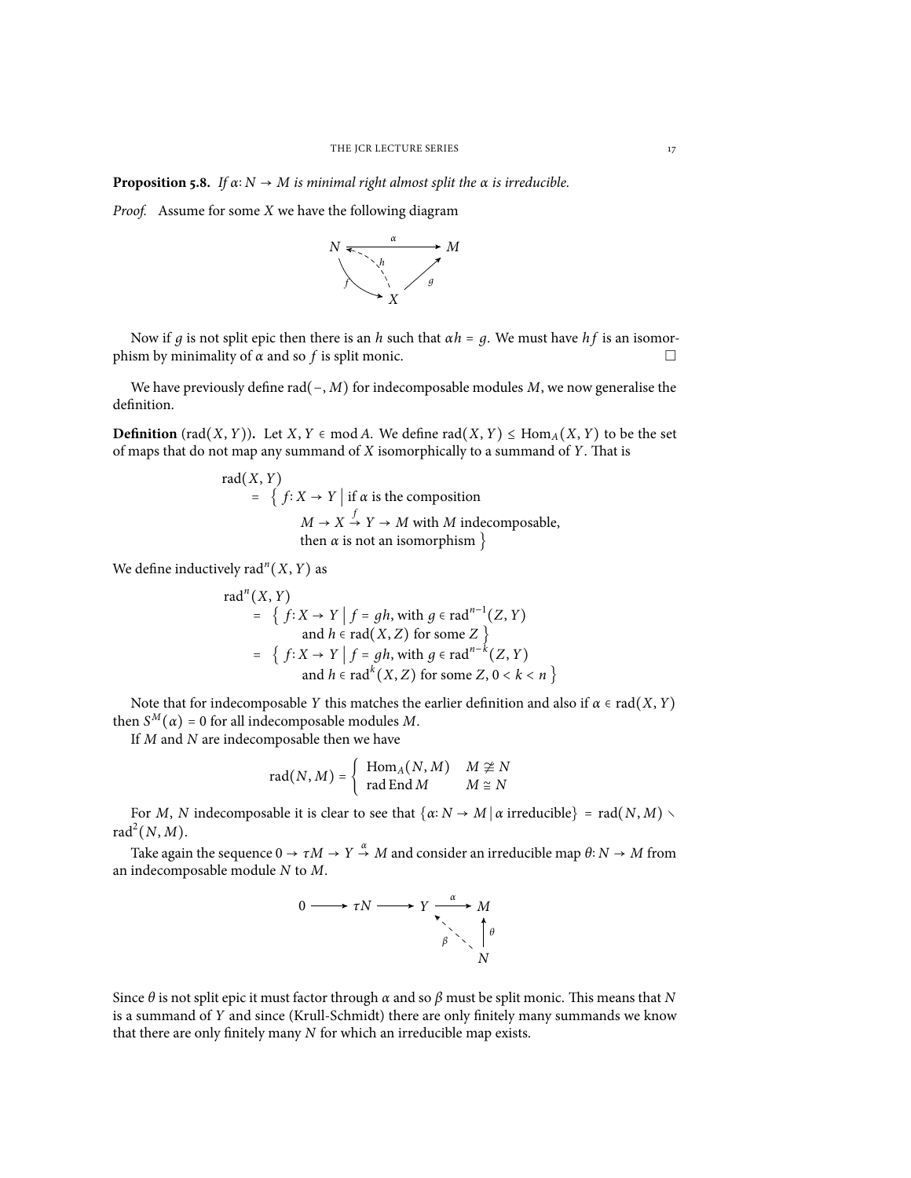**Proposition 5.8.** *If $\alpha\colon N \to M$ is minimal right almost split the $\alpha$ is irreducible.*

*Proof.* Assume for some $X$ we have the following diagram

$$\begin{array}{ccc} N & \xrightarrow{\alpha} & M \\ & {\scriptstyle f}\searrow \; \nwarrow{\scriptstyle h} \; \nearrow{\scriptstyle g} & \\ & X & \end{array}$$

Now if $g$ is not split epic then there is an $h$ such that $\alpha h = g$. We must have $hf$ is an isomorphism by minimality of $\alpha$ and so $f$ is split monic. $\square$

We have previously define $\operatorname{rad}(-, M)$ for indecomposable modules $M$, we now generalise the definition.

**Definition** ($\operatorname{rad}(X, Y)$)**.** Let $X, Y \in \operatorname{mod} A$. We define $\operatorname{rad}(X, Y) \leq \operatorname{Hom}_A(X, Y)$ to be the set of maps that do not map any summand of $X$ isomorphically to a summand of $Y$. That is

$$\begin{aligned}
&\operatorname{rad}(X, Y) \\
&\quad = \Big\{ f\colon X \to Y \;\Big|\; \text{if } \alpha \text{ is the composition} \\
&\qquad\qquad M \to X \xrightarrow{f} Y \to M \text{ with } M \text{ indecomposable,} \\
&\qquad\qquad \text{then } \alpha \text{ is not an isomorphism} \Big\}
\end{aligned}$$

We define inductively $\operatorname{rad}^n(X, Y)$ as

$$\begin{aligned}
&\operatorname{rad}^n(X, Y) \\
&\quad = \Big\{ f\colon X \to Y \;\Big|\; f = gh, \text{ with } g \in \operatorname{rad}^{n-1}(Z, Y) \\
&\qquad\qquad \text{and } h \in \operatorname{rad}(X, Z) \text{ for some } Z \Big\} \\
&\quad = \Big\{ f\colon X \to Y \;\Big|\; f = gh, \text{ with } g \in \operatorname{rad}^{n-k}(Z, Y) \\
&\qquad\qquad \text{and } h \in \operatorname{rad}^k(X, Z) \text{ for some } Z, 0 < k < n \Big\}
\end{aligned}$$

Note that for indecomposable $Y$ this matches the earlier definition and also if $\alpha \in \operatorname{rad}(X, Y)$ then $S^M(\alpha) = 0$ for all indecomposable modules $M$.

If $M$ and $N$ are indecomposable then we have

$$\operatorname{rad}(N, M) = \begin{cases} \operatorname{Hom}_A(N, M) & M \not\cong N \\ \operatorname{rad}\operatorname{End} M & M \cong N \end{cases}$$

For $M$, $N$ indecomposable it is clear to see that $\{\alpha\colon N \to M \mid \alpha \text{ irreducible}\} = \operatorname{rad}(N, M) \setminus \operatorname{rad}^2(N, M)$.

Take again the sequence $0 \to \tau M \to Y \xrightarrow{\alpha} M$ and consider an irreducible map $\theta\colon N \to M$ from an indecomposable module $N$ to $M$.

$$\begin{array}{ccccccc} 0 & \longrightarrow & \tau N & \longrightarrow & Y & \xrightarrow{\alpha} & M \\ & & & & {\scriptstyle \beta}\nwarrow & & \uparrow{\scriptstyle \theta} \\ & & & & & & N \end{array}$$

Since $\theta$ is not split epic it must factor through $\alpha$ and so $\beta$ must be split monic. This means that $N$ is a summand of $Y$ and since (Krull-Schmidt) there are only finitely many summands we know that there are only finitely many $N$ for which an irreducible map exists.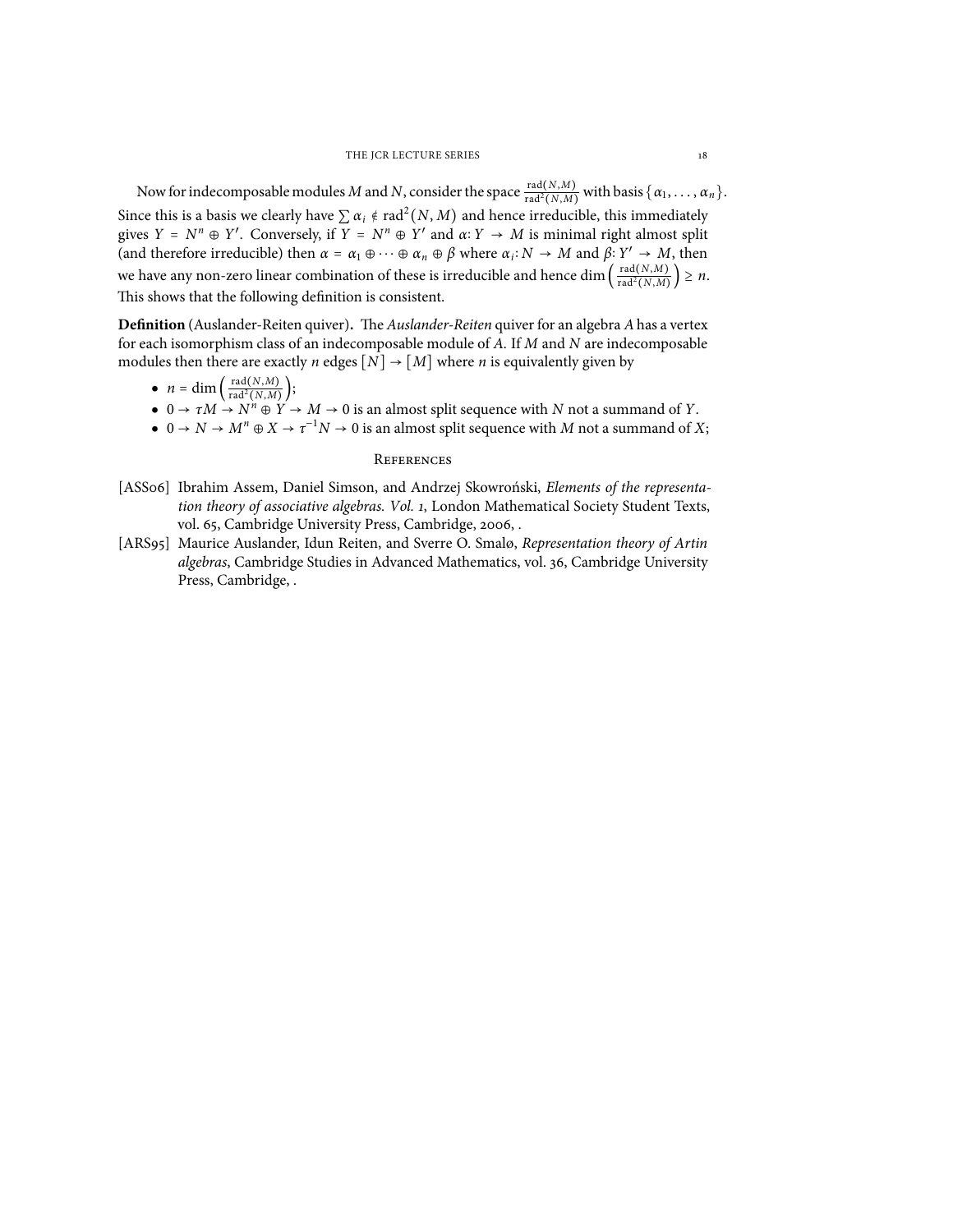Now for indecomposable modules $M$ and $N$, consider the space $\frac{\mathrm{rad}(N,M)}{\mathrm{rad}^2(N,M)}$ with basis $\{\alpha_1, \ldots, \alpha_n\}$. Since this is a basis we clearly have $\sum \alpha_i \notin \mathrm{rad}^2(N,M)$ and hence irreducible, this immediately gives $Y = N^n \oplus Y'$. Conversely, if $Y = N^n \oplus Y'$ and $\alpha\colon Y \to M$ is minimal right almost split (and therefore irreducible) then $\alpha = \alpha_1 \oplus \cdots \oplus \alpha_n \oplus \beta$ where $\alpha_i\colon N \to M$ and $\beta\colon Y' \to M$, then we have any non-zero linear combination of these is irreducible and hence $\dim\left(\frac{\mathrm{rad}(N,M)}{\mathrm{rad}^2(N,M)}\right) \geq n$. This shows that the following definition is consistent.

**Definition** (Auslander-Reiten quiver)**.** The *Auslander-Reiten* quiver for an algebra $A$ has a vertex for each isomorphism class of an indecomposable module of $A$. If $M$ and $N$ are indecomposable modules then there are exactly $n$ edges $[N] \to [M]$ where $n$ is equivalently given by

- $n = \dim\left(\frac{\mathrm{rad}(N,M)}{\mathrm{rad}^2(N,M)}\right)$;
- $0 \to \tau M \to N^n \oplus Y \to M \to 0$ is an almost split sequence with $N$ not a summand of $Y$.
- $0 \to N \to M^n \oplus X \to \tau^{-1}N \to 0$ is an almost split sequence with $M$ not a summand of $X$;

## References

[ASS06] Ibrahim Assem, Daniel Simson, and Andrzej Skowroński, *Elements of the representation theory of associative algebras. Vol. 1*, London Mathematical Society Student Texts, vol. 65, Cambridge University Press, Cambridge, 2006, .

[ARS95] Maurice Auslander, Idun Reiten, and Sverre O. Smalø, *Representation theory of Artin algebras*, Cambridge Studies in Advanced Mathematics, vol. 36, Cambridge University Press, Cambridge, .